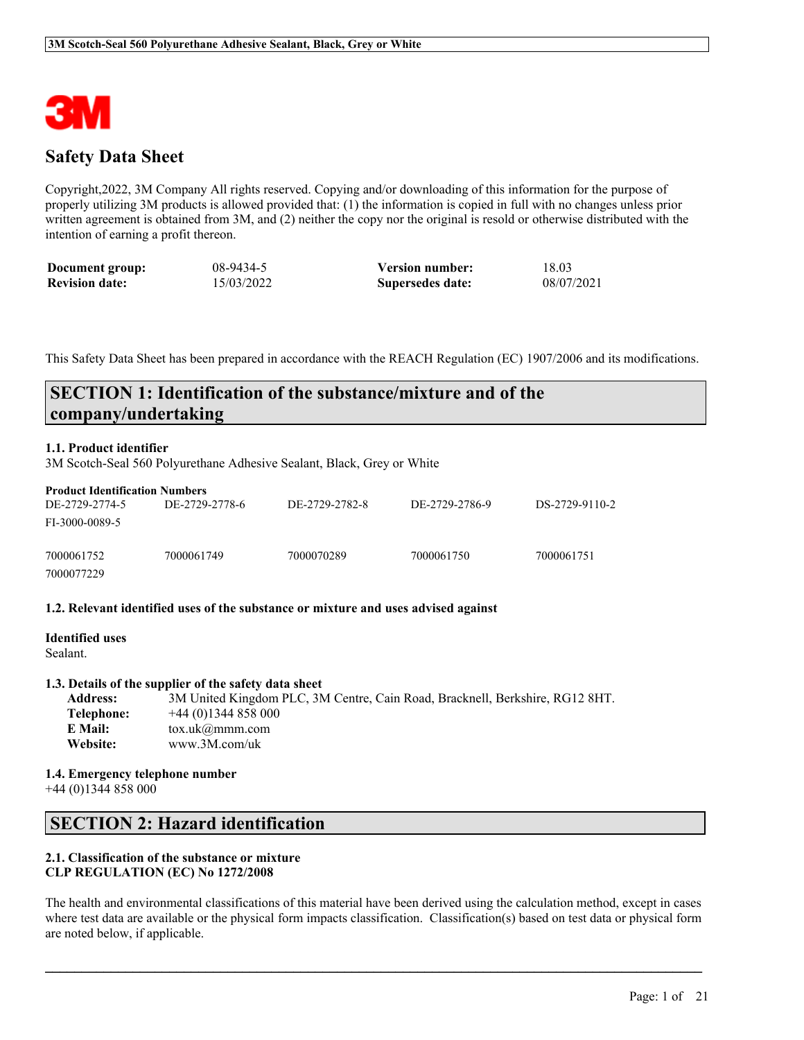# Safety Data Sheet

Copyright,2022, 3M Company All rights reserved. Copying and/or downloading of this information for the purpose of properly utilizing 3M products is allowed provided that: (1) the information is copied in full with no changes unless prior written agreement is obtained from 3M, and (2) neither the copy nor the original is resold or otherwise distributed with the intention of earning a profit thereon.

| | | | |
|---|---|---|---|
| **Document group:** | 08-9434-5 | **Version number:** | 18.03 |
| **Revision date:** | 15/03/2022 | **Supersedes date:** | 08/07/2021 |

This Safety Data Sheet has been prepared in accordance with the REACH Regulation (EC) 1907/2006 and its modifications.

## SECTION 1: Identification of the substance/mixture and of the company/undertaking

### 1.1. Product identifier

3M Scotch-Seal 560 Polyurethane Adhesive Sealant, Black, Grey or White

**Product Identification Numbers**

| | | | | |
|---|---|---|---|---|
| DE-2729-2774-5 | DE-2729-2778-6 | DE-2729-2782-8 | DE-2729-2786-9 | DS-2729-9110-2 |
| FI-3000-0089-5 | | | | |
| 7000061752 | 7000061749 | 7000070289 | 7000061750 | 7000061751 |
| 7000077229 | | | | |

### 1.2. Relevant identified uses of the substance or mixture and uses advised against

**Identified uses**

Sealant.

### 1.3. Details of the supplier of the safety data sheet

**Address:** 3M United Kingdom PLC, 3M Centre, Cain Road, Bracknell, Berkshire, RG12 8HT.
**Telephone:** +44 (0)1344 858 000
**E Mail:** tox.uk@mmm.com
**Website:** www.3M.com/uk

### 1.4. Emergency telephone number

+44 (0)1344 858 000

## SECTION 2: Hazard identification

### 2.1. Classification of the substance or mixture
**CLP REGULATION (EC) No 1272/2008**

The health and environmental classifications of this material have been derived using the calculation method, except in cases where test data are available or the physical form impacts classification. Classification(s) based on test data or physical form are noted below, if applicable.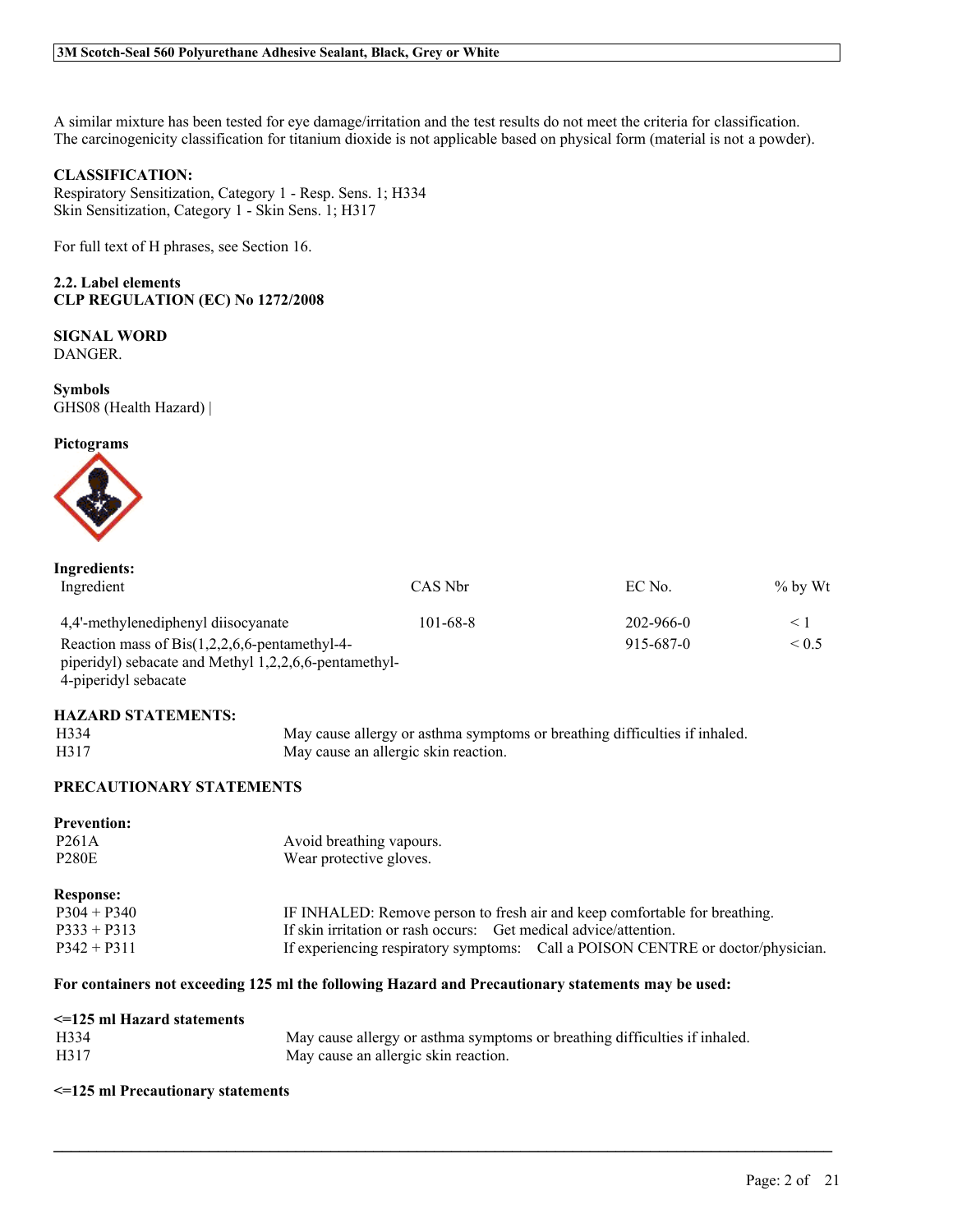A similar mixture has been tested for eye damage/irritation and the test results do not meet the criteria for classification.
The carcinogenicity classification for titanium dioxide is not applicable based on physical form (material is not a powder).

**CLASSIFICATION:**
Respiratory Sensitization, Category 1 - Resp. Sens. 1; H334
Skin Sensitization, Category 1 - Skin Sens. 1; H317

For full text of H phrases, see Section 16.

**2.2. Label elements**
**CLP REGULATION (EC) No 1272/2008**

**SIGNAL WORD**
DANGER.

**Symbols**
GHS08 (Health Hazard) |

**Pictograms**

**Ingredients:**

| Ingredient | CAS Nbr | EC No. | % by Wt |
|---|---|---|---|
| 4,4'-methylenediphenyl diisocyanate | 101-68-8 | 202-966-0 | < 1 |
| Reaction mass of Bis(1,2,2,6,6-pentamethyl-4-piperidyl) sebacate and Methyl 1,2,2,6,6-pentamethyl-4-piperidyl sebacate | | 915-687-0 | < 0.5 |

**HAZARD STATEMENTS:**

| | |
|---|---|
| H334 | May cause allergy or asthma symptoms or breathing difficulties if inhaled. |
| H317 | May cause an allergic skin reaction. |

**PRECAUTIONARY STATEMENTS**

**Prevention:**

| | |
|---|---|
| P261A | Avoid breathing vapours. |
| P280E | Wear protective gloves. |

**Response:**

| | |
|---|---|
| P304 + P340 | IF INHALED: Remove person to fresh air and keep comfortable for breathing. |
| P333 + P313 | If skin irritation or rash occurs: Get medical advice/attention. |
| P342 + P311 | If experiencing respiratory symptoms: Call a POISON CENTRE or doctor/physician. |

**For containers not exceeding 125 ml the following Hazard and Precautionary statements may be used:**

**<=125 ml Hazard statements**

| | |
|---|---|
| H334 | May cause allergy or asthma symptoms or breathing difficulties if inhaled. |
| H317 | May cause an allergic skin reaction. |

**<=125 ml Precautionary statements**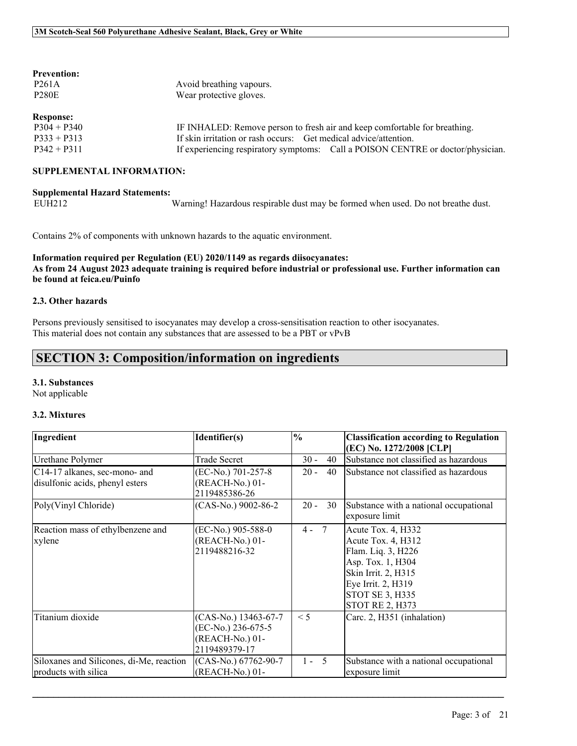**Prevention:**

| | |
|---|---|
| P261A | Avoid breathing vapours. |
| P280E | Wear protective gloves. |

**Response:**

| | |
|---|---|
| P304 + P340 | IF INHALED: Remove person to fresh air and keep comfortable for breathing. |
| P333 + P313 | If skin irritation or rash occurs: Get medical advice/attention. |
| P342 + P311 | If experiencing respiratory symptoms: Call a POISON CENTRE or doctor/physician. |

**SUPPLEMENTAL INFORMATION:**

**Supplemental Hazard Statements:**

| | |
|---|---|
| EUH212 | Warning! Hazardous respirable dust may be formed when used. Do not breathe dust. |

Contains 2% of components with unknown hazards to the aquatic environment.

**Information required per Regulation (EU) 2020/1149 as regards diisocyanates:**
**As from 24 August 2023 adequate training is required before industrial or professional use. Further information can be found at feica.eu/Puinfo**

### 2.3. Other hazards

Persons previously sensitised to isocyanates may develop a cross-sensitisation reaction to other isocyanates.
This material does not contain any substances that are assessed to be a PBT or vPvB

## SECTION 3: Composition/information on ingredients

### 3.1. Substances

Not applicable

### 3.2. Mixtures

| Ingredient | Identifier(s) | % | Classification according to Regulation (EC) No. 1272/2008 [CLP] |
|---|---|---|---|
| Urethane Polymer | Trade Secret | 30 - 40 | Substance not classified as hazardous |
| C14-17 alkanes, sec-mono- and disulfonic acids, phenyl esters | (EC-No.) 701-257-8 (REACH-No.) 01-2119485386-26 | 20 - 40 | Substance not classified as hazardous |
| Poly(Vinyl Chloride) | (CAS-No.) 9002-86-2 | 20 - 30 | Substance with a national occupational exposure limit |
| Reaction mass of ethylbenzene and xylene | (EC-No.) 905-588-0 (REACH-No.) 01-2119488216-32 | 4 - 7 | Acute Tox. 4, H332<br>Acute Tox. 4, H312<br>Flam. Liq. 3, H226<br>Asp. Tox. 1, H304<br>Skin Irrit. 2, H315<br>Eye Irrit. 2, H319<br>STOT SE 3, H335<br>STOT RE 2, H373 |
| Titanium dioxide | (CAS-No.) 13463-67-7 (EC-No.) 236-675-5 (REACH-No.) 01-2119489379-17 | < 5 | Carc. 2, H351 (inhalation) |
| Siloxanes and Silicones, di-Me, reaction products with silica | (CAS-No.) 67762-90-7 (REACH-No.) 01- | 1 - 5 | Substance with a national occupational exposure limit |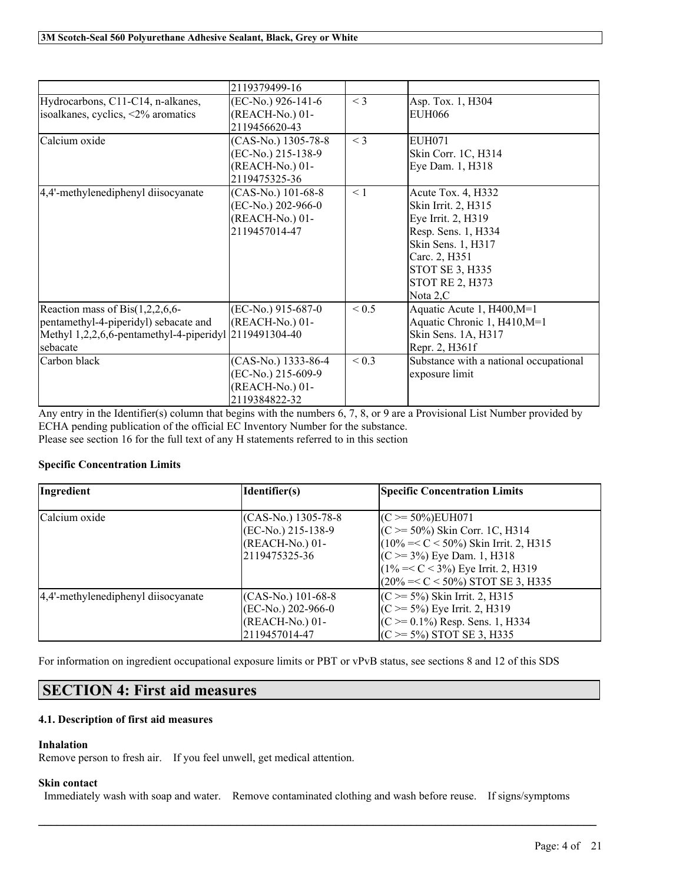| | 2119379499-16 | | |
|---|---|---|---|
| Hydrocarbons, C11-C14, n-alkanes, isoalkanes, cyclics, <2% aromatics | (EC-No.) 926-141-6 (REACH-No.) 01-2119456620-43 | < 3 | Asp. Tox. 1, H304 EUH066 |
| Calcium oxide | (CAS-No.) 1305-78-8 (EC-No.) 215-138-9 (REACH-No.) 01-2119475325-36 | < 3 | EUH071 Skin Corr. 1C, H314 Eye Dam. 1, H318 |
| 4,4'-methylenediphenyl diisocyanate | (CAS-No.) 101-68-8 (EC-No.) 202-966-0 (REACH-No.) 01-2119457014-47 | < 1 | Acute Tox. 4, H332 Skin Irrit. 2, H315 Eye Irrit. 2, H319 Resp. Sens. 1, H334 Skin Sens. 1, H317 Carc. 2, H351 STOT SE 3, H335 STOT RE 2, H373 Nota 2,C |
| Reaction mass of Bis(1,2,2,6,6-pentamethyl-4-piperidyl) sebacate and Methyl 1,2,2,6,6-pentamethyl-4-piperidyl sebacate | (EC-No.) 915-687-0 (REACH-No.) 01-2119491304-40 | < 0.5 | Aquatic Acute 1, H400,M=1 Aquatic Chronic 1, H410,M=1 Skin Sens. 1A, H317 Repr. 2, H361f |
| Carbon black | (CAS-No.) 1333-86-4 (EC-No.) 215-609-9 (REACH-No.) 01-2119384822-32 | < 0.3 | Substance with a national occupational exposure limit |

Any entry in the Identifier(s) column that begins with the numbers 6, 7, 8, or 9 are a Provisional List Number provided by ECHA pending publication of the official EC Inventory Number for the substance.
Please see section 16 for the full text of any H statements referred to in this section

**Specific Concentration Limits**

| Ingredient | Identifier(s) | Specific Concentration Limits |
|---|---|---|
| Calcium oxide | (CAS-No.) 1305-78-8 (EC-No.) 215-138-9 (REACH-No.) 01-2119475325-36 | (C >= 50%)EUH071 (C >= 50%) Skin Corr. 1C, H314 (10% =< C < 50%) Skin Irrit. 2, H315 (C >= 3%) Eye Dam. 1, H318 (1% =< C < 3%) Eye Irrit. 2, H319 (20% =< C < 50%) STOT SE 3, H335 |
| 4,4'-methylenediphenyl diisocyanate | (CAS-No.) 101-68-8 (EC-No.) 202-966-0 (REACH-No.) 01-2119457014-47 | (C >= 5%) Skin Irrit. 2, H315 (C >= 5%) Eye Irrit. 2, H319 (C >= 0.1%) Resp. Sens. 1, H334 (C >= 5%) STOT SE 3, H335 |

For information on ingredient occupational exposure limits or PBT or vPvB status, see sections 8 and 12 of this SDS

# SECTION 4: First aid measures

### 4.1. Description of first aid measures

**Inhalation**
Remove person to fresh air. If you feel unwell, get medical attention.

**Skin contact**
Immediately wash with soap and water. Remove contaminated clothing and wash before reuse. If signs/symptoms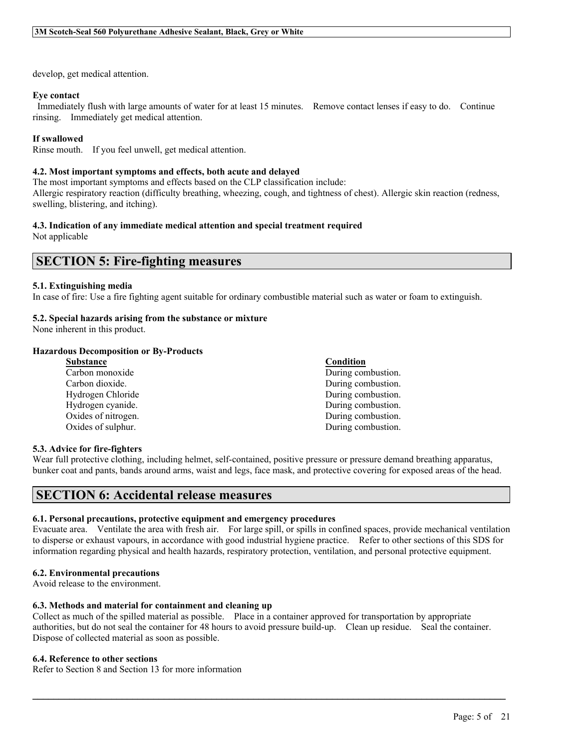develop, get medical attention.

**Eye contact**

Immediately flush with large amounts of water for at least 15 minutes. Remove contact lenses if easy to do. Continue rinsing. Immediately get medical attention.

**If swallowed**

Rinse mouth. If you feel unwell, get medical attention.

### 4.2. Most important symptoms and effects, both acute and delayed

The most important symptoms and effects based on the CLP classification include:
Allergic respiratory reaction (difficulty breathing, wheezing, cough, and tightness of chest). Allergic skin reaction (redness, swelling, blistering, and itching).

### 4.3. Indication of any immediate medical attention and special treatment required

Not applicable

## SECTION 5: Fire-fighting measures

### 5.1. Extinguishing media

In case of fire: Use a fire fighting agent suitable for ordinary combustible material such as water or foam to extinguish.

### 5.2. Special hazards arising from the substance or mixture

None inherent in this product.

**Hazardous Decomposition or By-Products**

| Substance | Condition |
| --- | --- |
| Carbon monoxide | During combustion. |
| Carbon dioxide. | During combustion. |
| Hydrogen Chloride | During combustion. |
| Hydrogen cyanide. | During combustion. |
| Oxides of nitrogen. | During combustion. |
| Oxides of sulphur. | During combustion. |

### 5.3. Advice for fire-fighters

Wear full protective clothing, including helmet, self-contained, positive pressure or pressure demand breathing apparatus, bunker coat and pants, bands around arms, waist and legs, face mask, and protective covering for exposed areas of the head.

## SECTION 6: Accidental release measures

### 6.1. Personal precautions, protective equipment and emergency procedures

Evacuate area. Ventilate the area with fresh air. For large spill, or spills in confined spaces, provide mechanical ventilation to disperse or exhaust vapours, in accordance with good industrial hygiene practice. Refer to other sections of this SDS for information regarding physical and health hazards, respiratory protection, ventilation, and personal protective equipment.

### 6.2. Environmental precautions

Avoid release to the environment.

### 6.3. Methods and material for containment and cleaning up

Collect as much of the spilled material as possible. Place in a container approved for transportation by appropriate authorities, but do not seal the container for 48 hours to avoid pressure build-up. Clean up residue. Seal the container. Dispose of collected material as soon as possible.

### 6.4. Reference to other sections

Refer to Section 8 and Section 13 for more information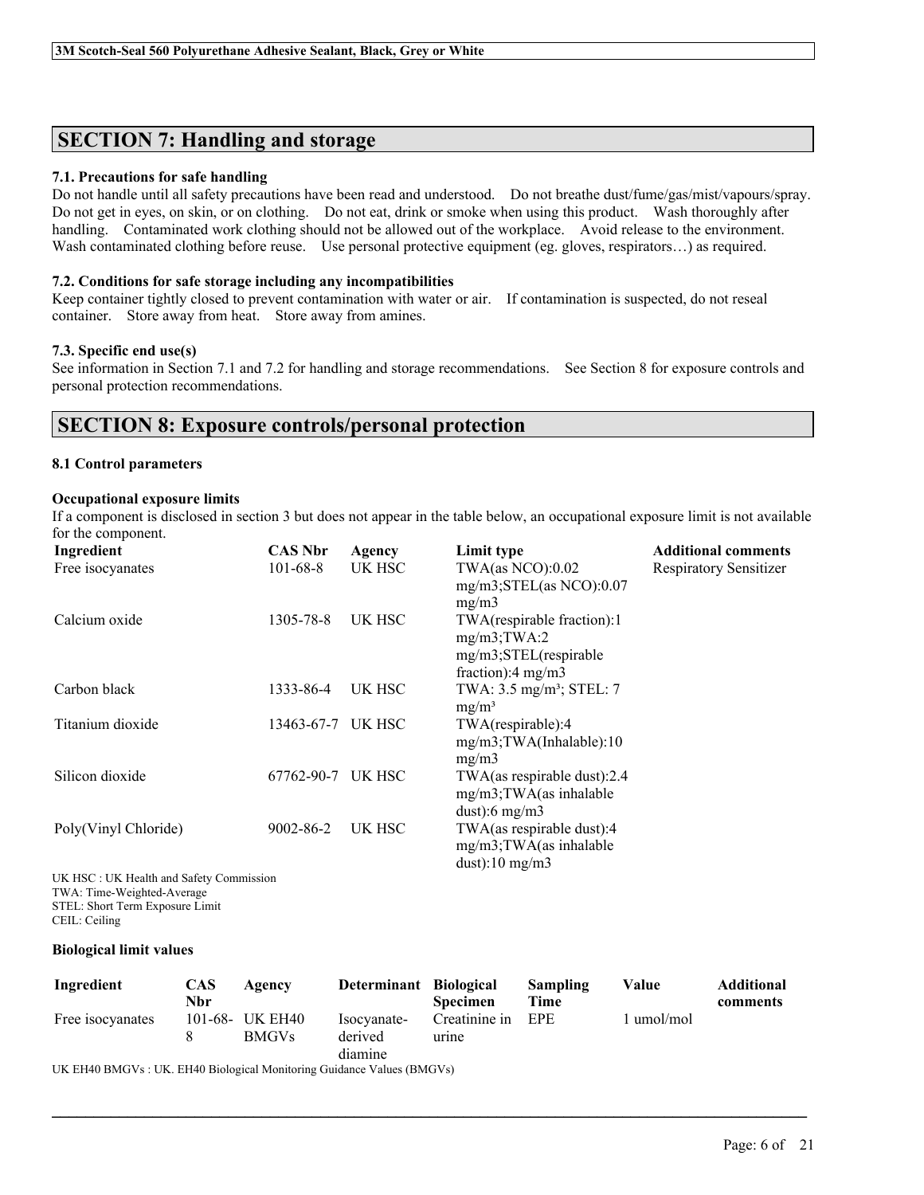## SECTION 7: Handling and storage

### 7.1. Precautions for safe handling

Do not handle until all safety precautions have been read and understood. Do not breathe dust/fume/gas/mist/vapours/spray. Do not get in eyes, on skin, or on clothing. Do not eat, drink or smoke when using this product. Wash thoroughly after handling. Contaminated work clothing should not be allowed out of the workplace. Avoid release to the environment. Wash contaminated clothing before reuse. Use personal protective equipment (eg. gloves, respirators…) as required.

### 7.2. Conditions for safe storage including any incompatibilities

Keep container tightly closed to prevent contamination with water or air. If contamination is suspected, do not reseal container. Store away from heat. Store away from amines.

### 7.3. Specific end use(s)

See information in Section 7.1 and 7.2 for handling and storage recommendations. See Section 8 for exposure controls and personal protection recommendations.

## SECTION 8: Exposure controls/personal protection

### 8.1 Control parameters

**Occupational exposure limits**

If a component is disclosed in section 3 but does not appear in the table below, an occupational exposure limit is not available for the component.

| Ingredient | CAS Nbr | Agency | Limit type | Additional comments |
|---|---|---|---|---|
| Free isocyanates | 101-68-8 | UK HSC | TWA(as NCO):0.02 mg/m3;STEL(as NCO):0.07 mg/m3 | Respiratory Sensitizer |
| Calcium oxide | 1305-78-8 | UK HSC | TWA(respirable fraction):1 mg/m3;TWA:2 mg/m3;STEL(respirable fraction):4 mg/m3 | |
| Carbon black | 1333-86-4 | UK HSC | TWA: 3.5 mg/m³; STEL: 7 mg/m³ | |
| Titanium dioxide | 13463-67-7 | UK HSC | TWA(respirable):4 mg/m3;TWA(Inhalable):10 mg/m3 | |
| Silicon dioxide | 67762-90-7 | UK HSC | TWA(as respirable dust):2.4 mg/m3;TWA(as inhalable dust):6 mg/m3 | |
| Poly(Vinyl Chloride) | 9002-86-2 | UK HSC | TWA(as respirable dust):4 mg/m3;TWA(as inhalable dust):10 mg/m3 | |

UK HSC : UK Health and Safety Commission
TWA: Time-Weighted-Average
STEL: Short Term Exposure Limit
CEIL: Ceiling

**Biological limit values**

| Ingredient | CAS Nbr | Agency | Determinant | Biological Specimen | Sampling Time | Value | Additional comments |
|---|---|---|---|---|---|---|---|
| Free isocyanates | 101-68-8 | UK EH40 BMGVs | Isocyanate-derived diamine | Creatinine in urine | EPE | 1 umol/mol | |

UK EH40 BMGVs : UK. EH40 Biological Monitoring Guidance Values (BMGVs)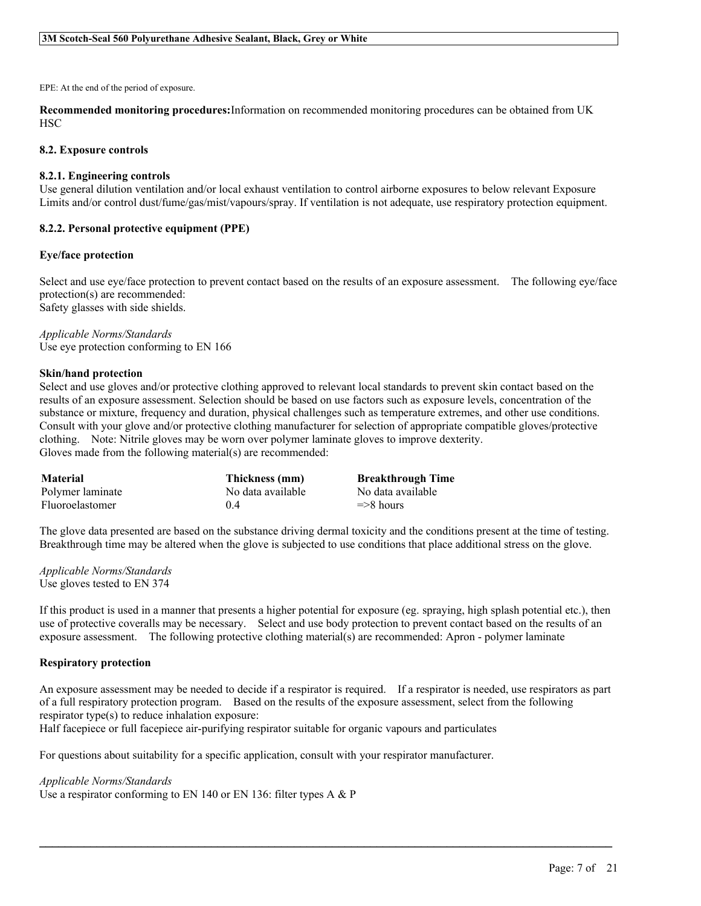EPE: At the end of the period of exposure.

**Recommended monitoring procedures:** Information on recommended monitoring procedures can be obtained from UK HSC

### 8.2. Exposure controls

#### 8.2.1. Engineering controls

Use general dilution ventilation and/or local exhaust ventilation to control airborne exposures to below relevant Exposure Limits and/or control dust/fume/gas/mist/vapours/spray. If ventilation is not adequate, use respiratory protection equipment.

#### 8.2.2. Personal protective equipment (PPE)

**Eye/face protection**

Select and use eye/face protection to prevent contact based on the results of an exposure assessment. The following eye/face protection(s) are recommended:
Safety glasses with side shields.

*Applicable Norms/Standards*
Use eye protection conforming to EN 166

**Skin/hand protection**

Select and use gloves and/or protective clothing approved to relevant local standards to prevent skin contact based on the results of an exposure assessment. Selection should be based on use factors such as exposure levels, concentration of the substance or mixture, frequency and duration, physical challenges such as temperature extremes, and other use conditions. Consult with your glove and/or protective clothing manufacturer for selection of appropriate compatible gloves/protective clothing. Note: Nitrile gloves may be worn over polymer laminate gloves to improve dexterity.
Gloves made from the following material(s) are recommended:

| Material | Thickness (mm) | Breakthrough Time |
|---|---|---|
| Polymer laminate | No data available | No data available |
| Fluoroelastomer | 0.4 | =>8 hours |

The glove data presented are based on the substance driving dermal toxicity and the conditions present at the time of testing. Breakthrough time may be altered when the glove is subjected to use conditions that place additional stress on the glove.

*Applicable Norms/Standards*
Use gloves tested to EN 374

If this product is used in a manner that presents a higher potential for exposure (eg. spraying, high splash potential etc.), then use of protective coveralls may be necessary. Select and use body protection to prevent contact based on the results of an exposure assessment. The following protective clothing material(s) are recommended: Apron - polymer laminate

**Respiratory protection**

An exposure assessment may be needed to decide if a respirator is required. If a respirator is needed, use respirators as part of a full respiratory protection program. Based on the results of the exposure assessment, select from the following respirator type(s) to reduce inhalation exposure:
Half facepiece or full facepiece air-purifying respirator suitable for organic vapours and particulates

For questions about suitability for a specific application, consult with your respirator manufacturer.

*Applicable Norms/Standards*
Use a respirator conforming to EN 140 or EN 136: filter types A & P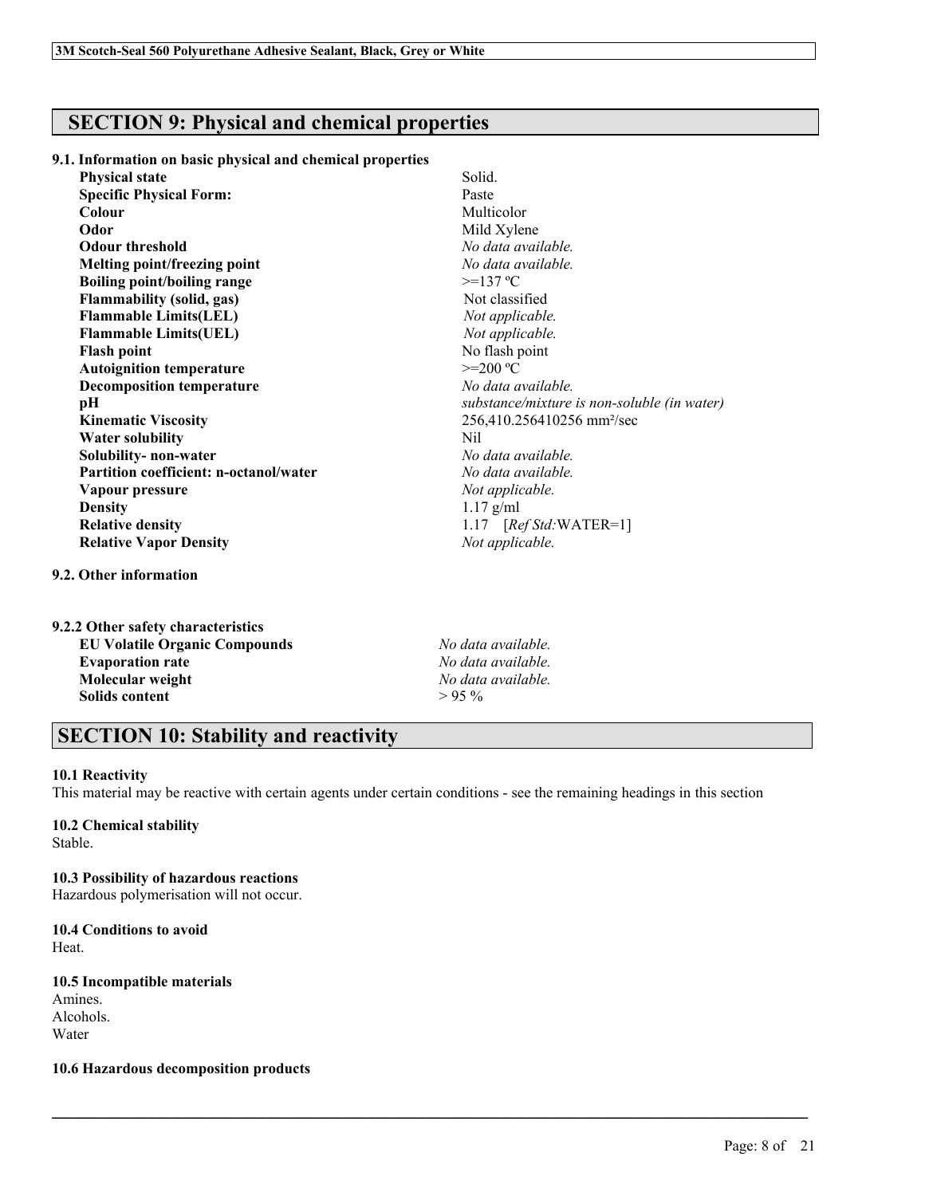## SECTION 9: Physical and chemical properties

### 9.1. Information on basic physical and chemical properties

| Property | Value |
|---|---|
| **Physical state** | Solid. |
| **Specific Physical Form:** | Paste |
| **Colour** | Multicolor |
| **Odor** | Mild Xylene |
| **Odour threshold** | *No data available.* |
| **Melting point/freezing point** | *No data available.* |
| **Boiling point/boiling range** | >=137 ºC |
| **Flammability (solid, gas)** | Not classified |
| **Flammable Limits(LEL)** | *Not applicable.* |
| **Flammable Limits(UEL)** | *Not applicable.* |
| **Flash point** | No flash point |
| **Autoignition temperature** | >=200 ºC |
| **Decomposition temperature** | *No data available.* |
| **pH** | *substance/mixture is non-soluble (in water)* |
| **Kinematic Viscosity** | 256,410.256410256 mm²/sec |
| **Water solubility** | Nil |
| **Solubility- non-water** | *No data available.* |
| **Partition coefficient: n-octanol/water** | *No data available.* |
| **Vapour pressure** | *Not applicable.* |
| **Density** | 1.17 g/ml |
| **Relative density** | 1.17 [*Ref Std:*WATER=1] |
| **Relative Vapor Density** | *Not applicable.* |

### 9.2. Other information

#### 9.2.2 Other safety characteristics

| Property | Value |
|---|---|
| **EU Volatile Organic Compounds** | *No data available.* |
| **Evaporation rate** | *No data available.* |
| **Molecular weight** | *No data available.* |
| **Solids content** | > 95 % |

## SECTION 10: Stability and reactivity

**10.1 Reactivity**

This material may be reactive with certain agents under certain conditions - see the remaining headings in this section

**10.2 Chemical stability**

Stable.

**10.3 Possibility of hazardous reactions**

Hazardous polymerisation will not occur.

**10.4 Conditions to avoid**

Heat.

**10.5 Incompatible materials**

Amines.
Alcohols.
Water

**10.6 Hazardous decomposition products**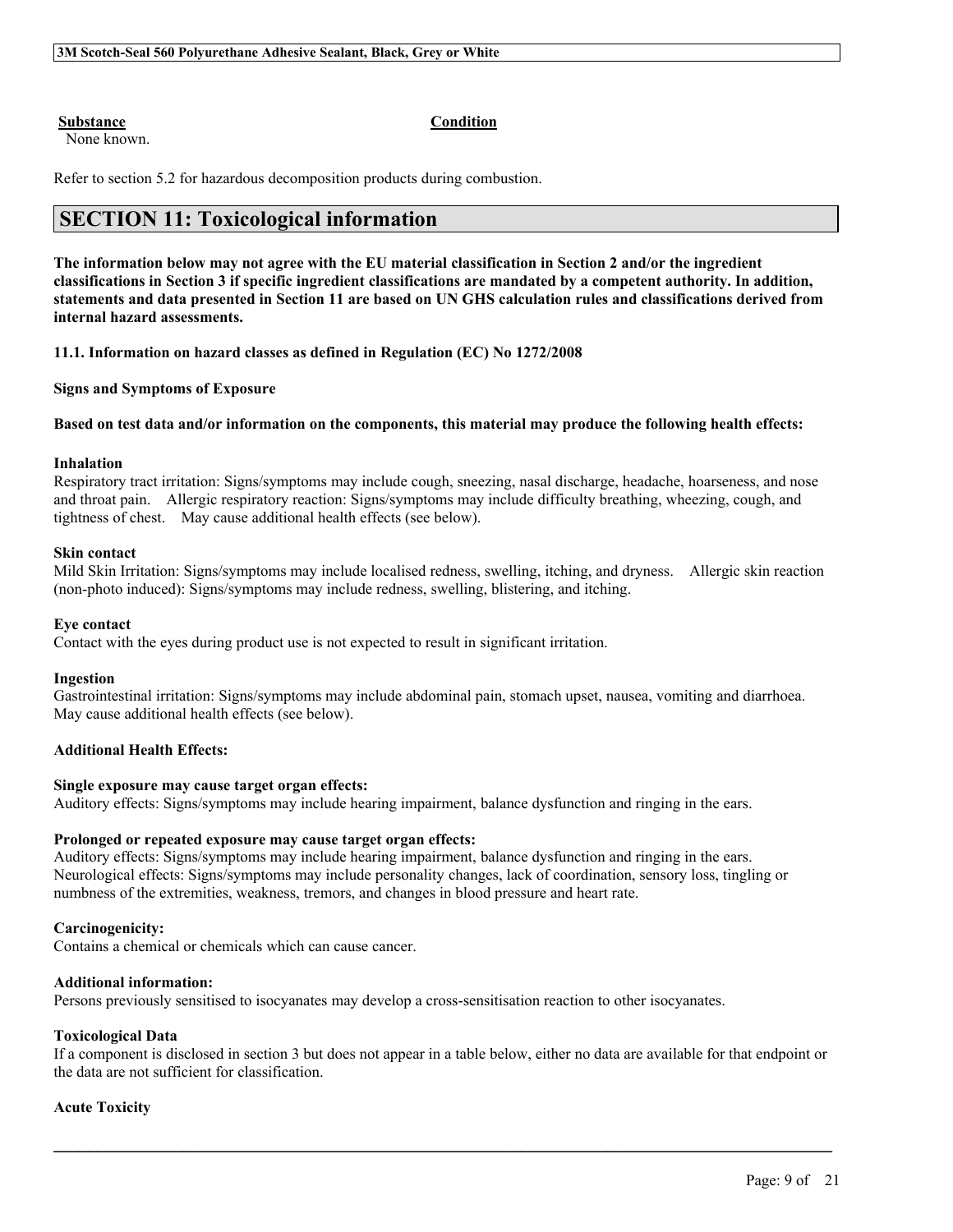| Substance | Condition |
| --- | --- |
| None known. | |

Refer to section 5.2 for hazardous decomposition products during combustion.

## SECTION 11: Toxicological information

**The information below may not agree with the EU material classification in Section 2 and/or the ingredient classifications in Section 3 if specific ingredient classifications are mandated by a competent authority. In addition, statements and data presented in Section 11 are based on UN GHS calculation rules and classifications derived from internal hazard assessments.**

**11.1. Information on hazard classes as defined in Regulation (EC) No 1272/2008**

**Signs and Symptoms of Exposure**

**Based on test data and/or information on the components, this material may produce the following health effects:**

**Inhalation**

Respiratory tract irritation: Signs/symptoms may include cough, sneezing, nasal discharge, headache, hoarseness, and nose and throat pain. Allergic respiratory reaction: Signs/symptoms may include difficulty breathing, wheezing, cough, and tightness of chest. May cause additional health effects (see below).

**Skin contact**

Mild Skin Irritation: Signs/symptoms may include localised redness, swelling, itching, and dryness. Allergic skin reaction (non-photo induced): Signs/symptoms may include redness, swelling, blistering, and itching.

**Eye contact**

Contact with the eyes during product use is not expected to result in significant irritation.

**Ingestion**

Gastrointestinal irritation: Signs/symptoms may include abdominal pain, stomach upset, nausea, vomiting and diarrhoea. May cause additional health effects (see below).

**Additional Health Effects:**

**Single exposure may cause target organ effects:**

Auditory effects: Signs/symptoms may include hearing impairment, balance dysfunction and ringing in the ears.

**Prolonged or repeated exposure may cause target organ effects:**

Auditory effects: Signs/symptoms may include hearing impairment, balance dysfunction and ringing in the ears. Neurological effects: Signs/symptoms may include personality changes, lack of coordination, sensory loss, tingling or numbness of the extremities, weakness, tremors, and changes in blood pressure and heart rate.

**Carcinogenicity:**

Contains a chemical or chemicals which can cause cancer.

**Additional information:**

Persons previously sensitised to isocyanates may develop a cross-sensitisation reaction to other isocyanates.

**Toxicological Data**

If a component is disclosed in section 3 but does not appear in a table below, either no data are available for that endpoint or the data are not sufficient for classification.

**Acute Toxicity**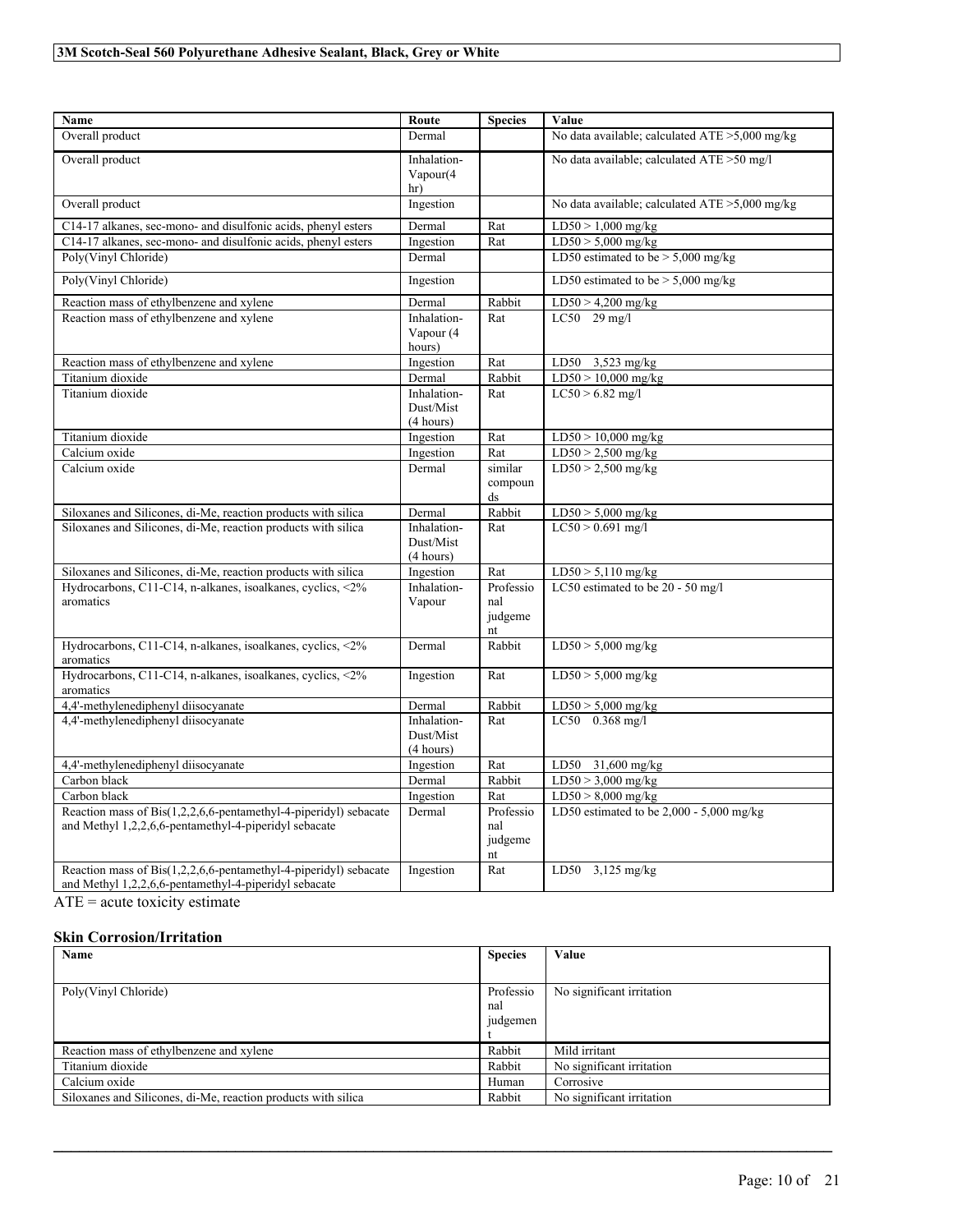| Name | Route | Species | Value |
|---|---|---|---|
| Overall product | Dermal | | No data available; calculated ATE >5,000 mg/kg |
| Overall product | Inhalation-Vapour(4 hr) | | No data available; calculated ATE >50 mg/l |
| Overall product | Ingestion | | No data available; calculated ATE >5,000 mg/kg |
| C14-17 alkanes, sec-mono- and disulfonic acids, phenyl esters | Dermal | Rat | LD50 > 1,000 mg/kg |
| C14-17 alkanes, sec-mono- and disulfonic acids, phenyl esters | Ingestion | Rat | LD50 > 5,000 mg/kg |
| Poly(Vinyl Chloride) | Dermal | | LD50 estimated to be > 5,000 mg/kg |
| Poly(Vinyl Chloride) | Ingestion | | LD50 estimated to be > 5,000 mg/kg |
| Reaction mass of ethylbenzene and xylene | Dermal | Rabbit | LD50 > 4,200 mg/kg |
| Reaction mass of ethylbenzene and xylene | Inhalation-Vapour (4 hours) | Rat | LC50 29 mg/l |
| Reaction mass of ethylbenzene and xylene | Ingestion | Rat | LD50 3,523 mg/kg |
| Titanium dioxide | Dermal | Rabbit | LD50 > 10,000 mg/kg |
| Titanium dioxide | Inhalation-Dust/Mist (4 hours) | Rat | LC50 > 6.82 mg/l |
| Titanium dioxide | Ingestion | Rat | LD50 > 10,000 mg/kg |
| Calcium oxide | Ingestion | Rat | LD50 > 2,500 mg/kg |
| Calcium oxide | Dermal | similar compounds | LD50 > 2,500 mg/kg |
| Siloxanes and Silicones, di-Me, reaction products with silica | Dermal | Rabbit | LD50 > 5,000 mg/kg |
| Siloxanes and Silicones, di-Me, reaction products with silica | Inhalation-Dust/Mist (4 hours) | Rat | LC50 > 0.691 mg/l |
| Siloxanes and Silicones, di-Me, reaction products with silica | Ingestion | Rat | LD50 > 5,110 mg/kg |
| Hydrocarbons, C11-C14, n-alkanes, isoalkanes, cyclics, <2% aromatics | Inhalation-Vapour | Professional judgement | LC50 estimated to be 20 - 50 mg/l |
| Hydrocarbons, C11-C14, n-alkanes, isoalkanes, cyclics, <2% aromatics | Dermal | Rabbit | LD50 > 5,000 mg/kg |
| Hydrocarbons, C11-C14, n-alkanes, isoalkanes, cyclics, <2% aromatics | Ingestion | Rat | LD50 > 5,000 mg/kg |
| 4,4'-methylenediphenyl diisocyanate | Dermal | Rabbit | LD50 > 5,000 mg/kg |
| 4,4'-methylenediphenyl diisocyanate | Inhalation-Dust/Mist (4 hours) | Rat | LC50 0.368 mg/l |
| 4,4'-methylenediphenyl diisocyanate | Ingestion | Rat | LD50 31,600 mg/kg |
| Carbon black | Dermal | Rabbit | LD50 > 3,000 mg/kg |
| Carbon black | Ingestion | Rat | LD50 > 8,000 mg/kg |
| Reaction mass of Bis(1,2,2,6,6-pentamethyl-4-piperidyl) sebacate and Methyl 1,2,2,6,6-pentamethyl-4-piperidyl sebacate | Dermal | Professional judgement | LD50 estimated to be 2,000 - 5,000 mg/kg |
| Reaction mass of Bis(1,2,2,6,6-pentamethyl-4-piperidyl) sebacate and Methyl 1,2,2,6,6-pentamethyl-4-piperidyl sebacate | Ingestion | Rat | LD50 3,125 mg/kg |

ATE = acute toxicity estimate

### Skin Corrosion/Irritation

| Name | Species | Value |
|---|---|---|
| Poly(Vinyl Chloride) | Professional judgement | No significant irritation |
| Reaction mass of ethylbenzene and xylene | Rabbit | Mild irritant |
| Titanium dioxide | Rabbit | No significant irritation |
| Calcium oxide | Human | Corrosive |
| Siloxanes and Silicones, di-Me, reaction products with silica | Rabbit | No significant irritation |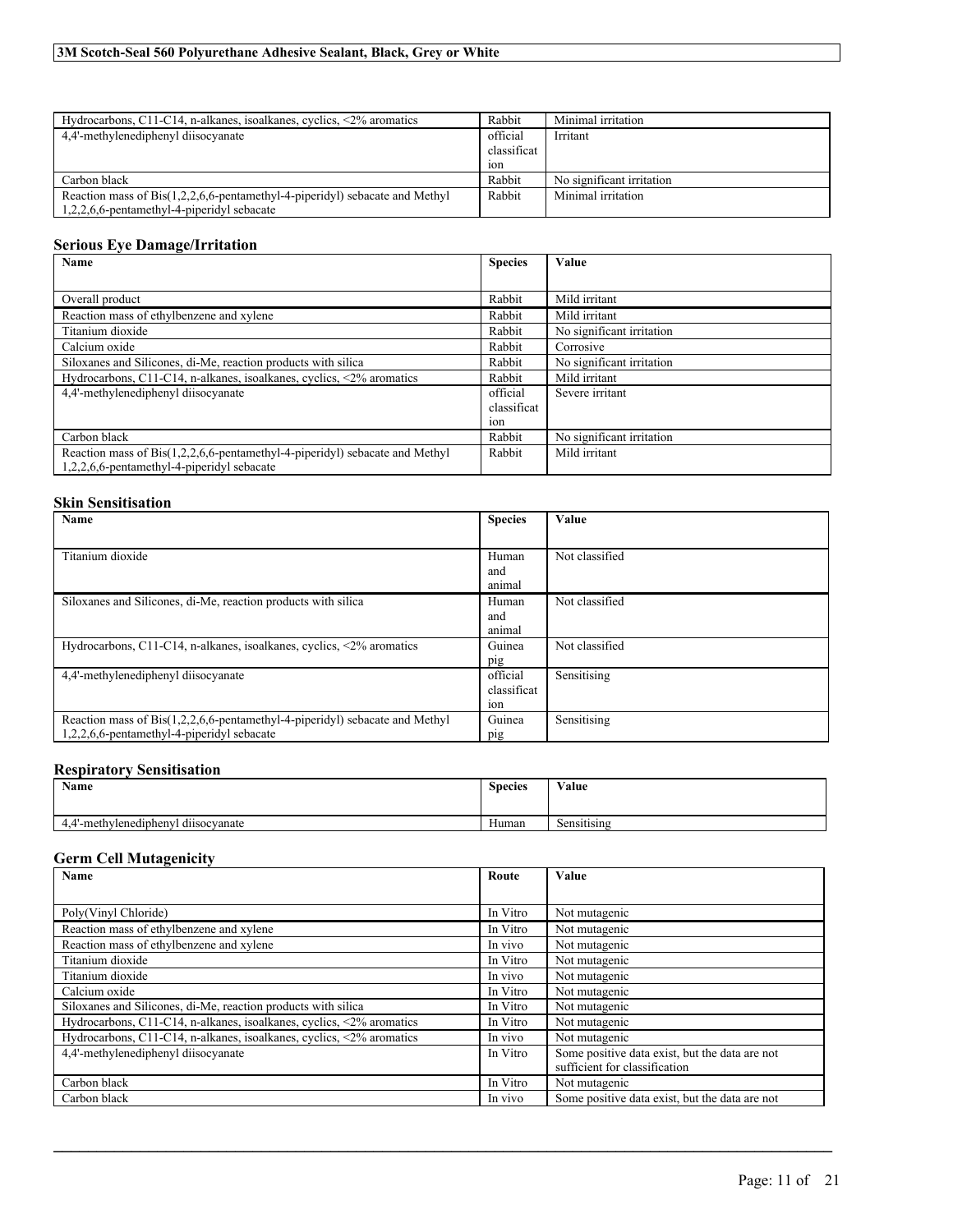| Hydrocarbons, C11-C14, n-alkanes, isoalkanes, cyclics, <2% aromatics | Rabbit | Minimal irritation |
|---|---|---|
| 4,4'-methylenediphenyl diisocyanate | official classification | Irritant |
| Carbon black | Rabbit | No significant irritation |
| Reaction mass of Bis(1,2,2,6,6-pentamethyl-4-piperidyl) sebacate and Methyl 1,2,2,6,6-pentamethyl-4-piperidyl sebacate | Rabbit | Minimal irritation |

### Serious Eye Damage/Irritation

| Name | Species | Value |
|---|---|---|
| Overall product | Rabbit | Mild irritant |
| Reaction mass of ethylbenzene and xylene | Rabbit | Mild irritant |
| Titanium dioxide | Rabbit | No significant irritation |
| Calcium oxide | Rabbit | Corrosive |
| Siloxanes and Silicones, di-Me, reaction products with silica | Rabbit | No significant irritation |
| Hydrocarbons, C11-C14, n-alkanes, isoalkanes, cyclics, <2% aromatics | Rabbit | Mild irritant |
| 4,4'-methylenediphenyl diisocyanate | official classification | Severe irritant |
| Carbon black | Rabbit | No significant irritation |
| Reaction mass of Bis(1,2,2,6,6-pentamethyl-4-piperidyl) sebacate and Methyl 1,2,2,6,6-pentamethyl-4-piperidyl sebacate | Rabbit | Mild irritant |

### Skin Sensitisation

| Name | Species | Value |
|---|---|---|
| Titanium dioxide | Human and animal | Not classified |
| Siloxanes and Silicones, di-Me, reaction products with silica | Human and animal | Not classified |
| Hydrocarbons, C11-C14, n-alkanes, isoalkanes, cyclics, <2% aromatics | Guinea pig | Not classified |
| 4,4'-methylenediphenyl diisocyanate | official classification | Sensitising |
| Reaction mass of Bis(1,2,2,6,6-pentamethyl-4-piperidyl) sebacate and Methyl 1,2,2,6,6-pentamethyl-4-piperidyl sebacate | Guinea pig | Sensitising |

### Respiratory Sensitisation

| Name | Species | Value |
|---|---|---|
| 4,4'-methylenediphenyl diisocyanate | Human | Sensitising |

### Germ Cell Mutagenicity

| Name | Route | Value |
|---|---|---|
| Poly(Vinyl Chloride) | In Vitro | Not mutagenic |
| Reaction mass of ethylbenzene and xylene | In Vitro | Not mutagenic |
| Reaction mass of ethylbenzene and xylene | In vivo | Not mutagenic |
| Titanium dioxide | In Vitro | Not mutagenic |
| Titanium dioxide | In vivo | Not mutagenic |
| Calcium oxide | In Vitro | Not mutagenic |
| Siloxanes and Silicones, di-Me, reaction products with silica | In Vitro | Not mutagenic |
| Hydrocarbons, C11-C14, n-alkanes, isoalkanes, cyclics, <2% aromatics | In Vitro | Not mutagenic |
| Hydrocarbons, C11-C14, n-alkanes, isoalkanes, cyclics, <2% aromatics | In vivo | Not mutagenic |
| 4,4'-methylenediphenyl diisocyanate | In Vitro | Some positive data exist, but the data are not sufficient for classification |
| Carbon black | In Vitro | Not mutagenic |
| Carbon black | In vivo | Some positive data exist, but the data are not |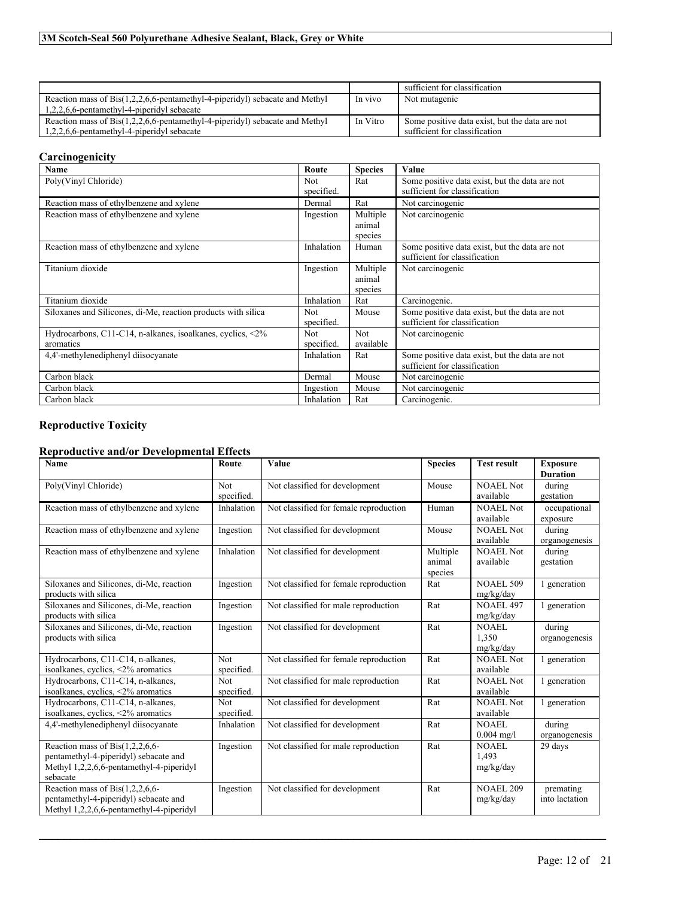| | | sufficient for classification |
|---|---|---|
| Reaction mass of Bis(1,2,2,6,6-pentamethyl-4-piperidyl) sebacate and Methyl 1,2,2,6,6-pentamethyl-4-piperidyl sebacate | In vivo | Not mutagenic |
| Reaction mass of Bis(1,2,2,6,6-pentamethyl-4-piperidyl) sebacate and Methyl 1,2,2,6,6-pentamethyl-4-piperidyl sebacate | In Vitro | Some positive data exist, but the data are not sufficient for classification |

### Carcinogenicity

| Name | Route | Species | Value |
|---|---|---|---|
| Poly(Vinyl Chloride) | Not specified. | Rat | Some positive data exist, but the data are not sufficient for classification |
| Reaction mass of ethylbenzene and xylene | Dermal | Rat | Not carcinogenic |
| Reaction mass of ethylbenzene and xylene | Ingestion | Multiple animal species | Not carcinogenic |
| Reaction mass of ethylbenzene and xylene | Inhalation | Human | Some positive data exist, but the data are not sufficient for classification |
| Titanium dioxide | Ingestion | Multiple animal species | Not carcinogenic |
| Titanium dioxide | Inhalation | Rat | Carcinogenic. |
| Siloxanes and Silicones, di-Me, reaction products with silica | Not specified. | Mouse | Some positive data exist, but the data are not sufficient for classification |
| Hydrocarbons, C11-C14, n-alkanes, isoalkanes, cyclics, <2% aromatics | Not specified. | Not available | Not carcinogenic |
| 4,4'-methylenediphenyl diisocyanate | Inhalation | Rat | Some positive data exist, but the data are not sufficient for classification |
| Carbon black | Dermal | Mouse | Not carcinogenic |
| Carbon black | Ingestion | Mouse | Not carcinogenic |
| Carbon black | Inhalation | Rat | Carcinogenic. |

### Reproductive Toxicity

### Reproductive and/or Developmental Effects

| Name | Route | Value | Species | Test result | Exposure Duration |
|---|---|---|---|---|---|
| Poly(Vinyl Chloride) | Not specified. | Not classified for development | Mouse | NOAEL Not available | during gestation |
| Reaction mass of ethylbenzene and xylene | Inhalation | Not classified for female reproduction | Human | NOAEL Not available | occupational exposure |
| Reaction mass of ethylbenzene and xylene | Ingestion | Not classified for development | Mouse | NOAEL Not available | during organogenesis |
| Reaction mass of ethylbenzene and xylene | Inhalation | Not classified for development | Multiple animal species | NOAEL Not available | during gestation |
| Siloxanes and Silicones, di-Me, reaction products with silica | Ingestion | Not classified for female reproduction | Rat | NOAEL 509 mg/kg/day | 1 generation |
| Siloxanes and Silicones, di-Me, reaction products with silica | Ingestion | Not classified for male reproduction | Rat | NOAEL 497 mg/kg/day | 1 generation |
| Siloxanes and Silicones, di-Me, reaction products with silica | Ingestion | Not classified for development | Rat | NOAEL 1,350 mg/kg/day | during organogenesis |
| Hydrocarbons, C11-C14, n-alkanes, isoalkanes, cyclics, <2% aromatics | Not specified. | Not classified for female reproduction | Rat | NOAEL Not available | 1 generation |
| Hydrocarbons, C11-C14, n-alkanes, isoalkanes, cyclics, <2% aromatics | Not specified. | Not classified for male reproduction | Rat | NOAEL Not available | 1 generation |
| Hydrocarbons, C11-C14, n-alkanes, isoalkanes, cyclics, <2% aromatics | Not specified. | Not classified for development | Rat | NOAEL Not available | 1 generation |
| 4,4'-methylenediphenyl diisocyanate | Inhalation | Not classified for development | Rat | NOAEL 0.004 mg/l | during organogenesis |
| Reaction mass of Bis(1,2,2,6,6-pentamethyl-4-piperidyl) sebacate and Methyl 1,2,2,6,6-pentamethyl-4-piperidyl sebacate | Ingestion | Not classified for male reproduction | Rat | NOAEL 1,493 mg/kg/day | 29 days |
| Reaction mass of Bis(1,2,2,6,6-pentamethyl-4-piperidyl) sebacate and Methyl 1,2,2,6,6-pentamethyl-4-piperidyl | Ingestion | Not classified for development | Rat | NOAEL 209 mg/kg/day | premating into lactation |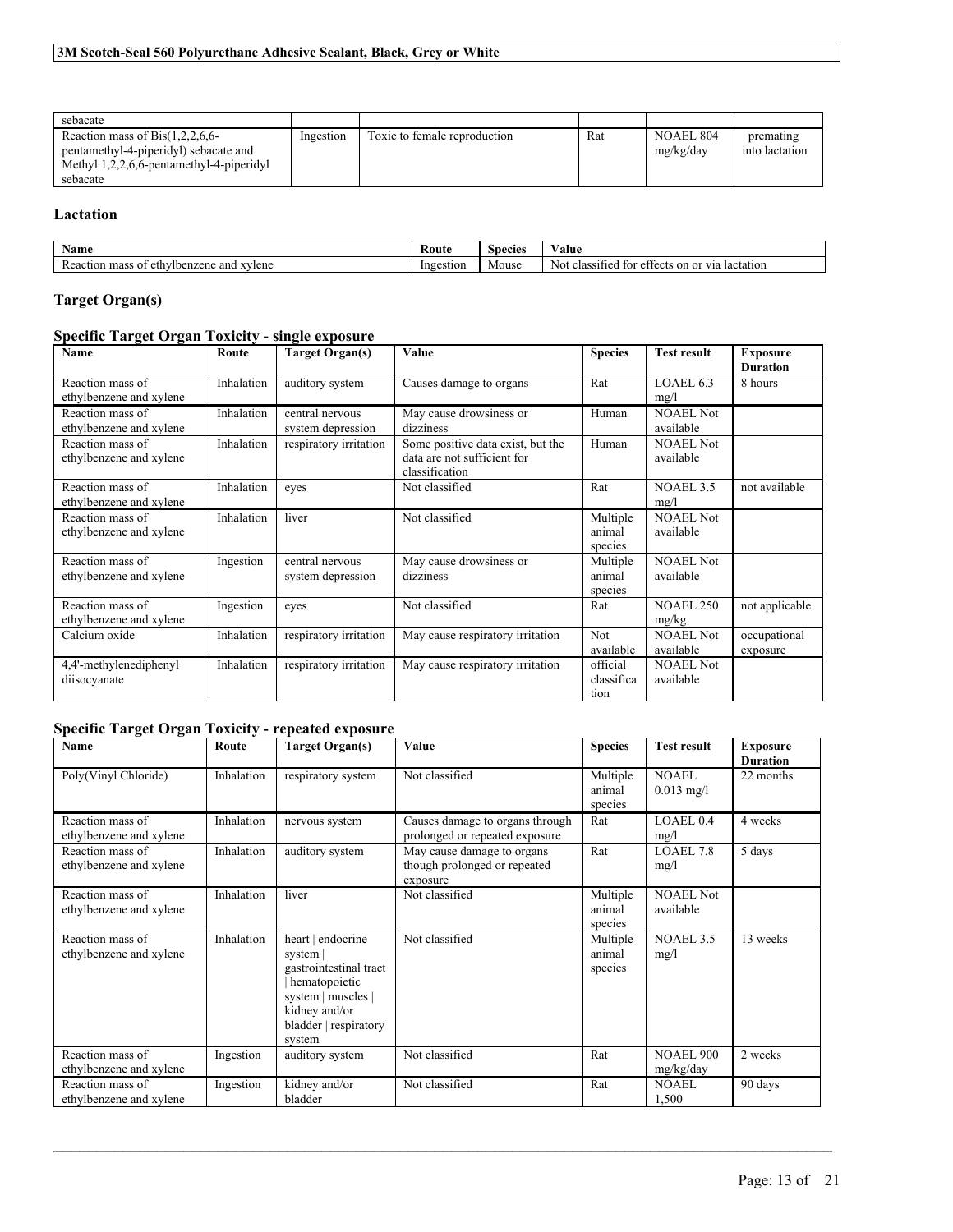| | | | | | |
|---|---|---|---|---|---|
| sebacate | | | | | |
| Reaction mass of Bis(1,2,2,6,6-pentamethyl-4-piperidyl) sebacate and Methyl 1,2,2,6,6-pentamethyl-4-piperidyl sebacate | Ingestion | Toxic to female reproduction | Rat | NOAEL 804 mg/kg/day | premating into lactation |

### Lactation

| Name | Route | Species | Value |
|---|---|---|---|
| Reaction mass of ethylbenzene and xylene | Ingestion | Mouse | Not classified for effects on or via lactation |

### Target Organ(s)

### Specific Target Organ Toxicity - single exposure

| Name | Route | Target Organ(s) | Value | Species | Test result | Exposure Duration |
|---|---|---|---|---|---|---|
| Reaction mass of ethylbenzene and xylene | Inhalation | auditory system | Causes damage to organs | Rat | LOAEL 6.3 mg/l | 8 hours |
| Reaction mass of ethylbenzene and xylene | Inhalation | central nervous system depression | May cause drowsiness or dizziness | Human | NOAEL Not available | |
| Reaction mass of ethylbenzene and xylene | Inhalation | respiratory irritation | Some positive data exist, but the data are not sufficient for classification | Human | NOAEL Not available | |
| Reaction mass of ethylbenzene and xylene | Inhalation | eyes | Not classified | Rat | NOAEL 3.5 mg/l | not available |
| Reaction mass of ethylbenzene and xylene | Inhalation | liver | Not classified | Multiple animal species | NOAEL Not available | |
| Reaction mass of ethylbenzene and xylene | Ingestion | central nervous system depression | May cause drowsiness or dizziness | Multiple animal species | NOAEL Not available | |
| Reaction mass of ethylbenzene and xylene | Ingestion | eyes | Not classified | Rat | NOAEL 250 mg/kg | not applicable |
| Calcium oxide | Inhalation | respiratory irritation | May cause respiratory irritation | Not available | NOAEL Not available | occupational exposure |
| 4,4'-methylenediphenyl diisocyanate | Inhalation | respiratory irritation | May cause respiratory irritation | official classification | NOAEL Not available | |

### Specific Target Organ Toxicity - repeated exposure

| Name | Route | Target Organ(s) | Value | Species | Test result | Exposure Duration |
|---|---|---|---|---|---|---|
| Poly(Vinyl Chloride) | Inhalation | respiratory system | Not classified | Multiple animal species | NOAEL 0.013 mg/l | 22 months |
| Reaction mass of ethylbenzene and xylene | Inhalation | nervous system | Causes damage to organs through prolonged or repeated exposure | Rat | LOAEL 0.4 mg/l | 4 weeks |
| Reaction mass of ethylbenzene and xylene | Inhalation | auditory system | May cause damage to organs though prolonged or repeated exposure | Rat | LOAEL 7.8 mg/l | 5 days |
| Reaction mass of ethylbenzene and xylene | Inhalation | liver | Not classified | Multiple animal species | NOAEL Not available | |
| Reaction mass of ethylbenzene and xylene | Inhalation | heart \| endocrine system \| gastrointestinal tract \| hematopoietic system \| muscles \| kidney and/or bladder \| respiratory system | Not classified | Multiple animal species | NOAEL 3.5 mg/l | 13 weeks |
| Reaction mass of ethylbenzene and xylene | Ingestion | auditory system | Not classified | Rat | NOAEL 900 mg/kg/day | 2 weeks |
| Reaction mass of ethylbenzene and xylene | Ingestion | kidney and/or bladder | Not classified | Rat | NOAEL 1,500 | 90 days |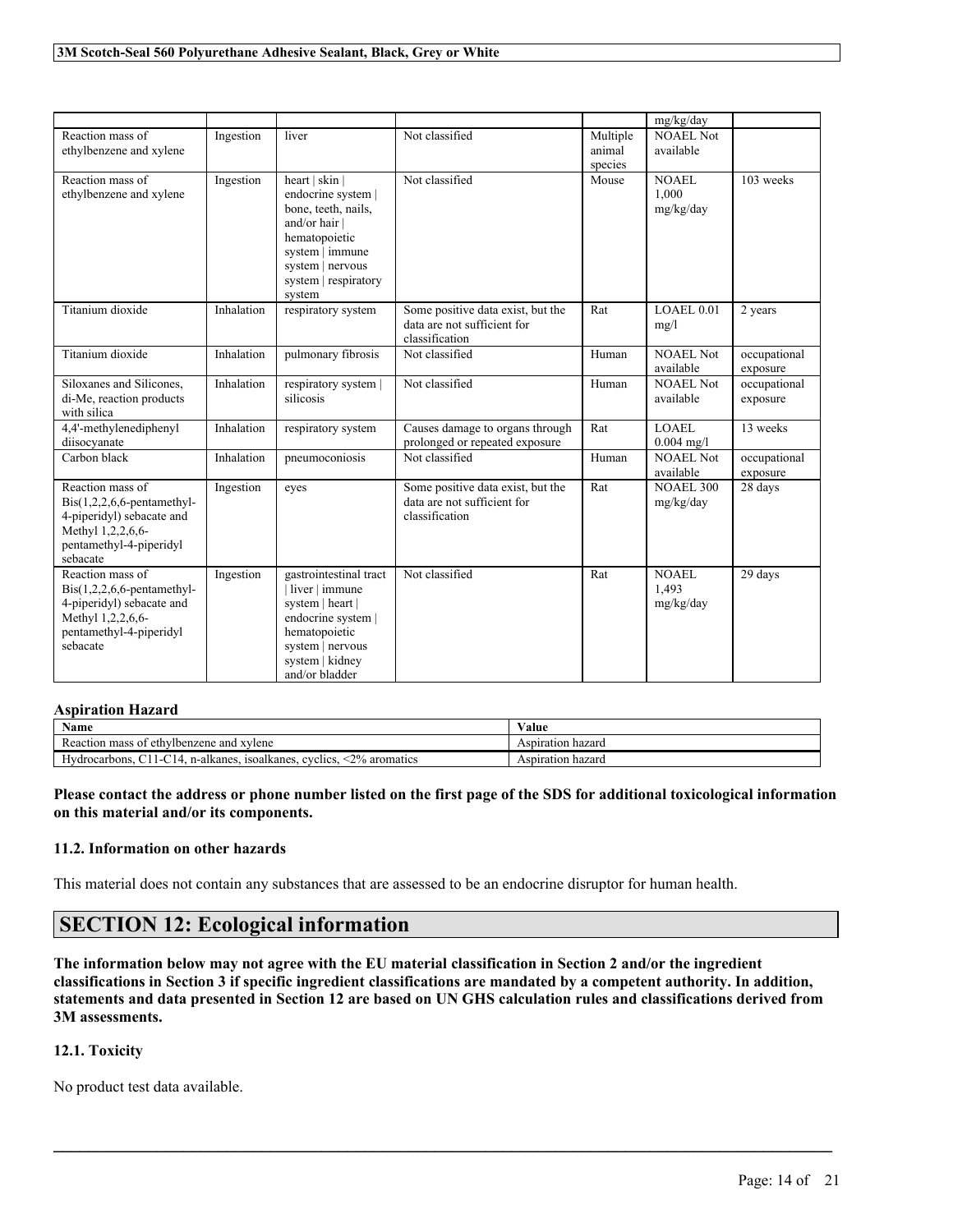| | | | | | mg/kg/day | |
|---|---|---|---|---|---|---|
| Reaction mass of ethylbenzene and xylene | Ingestion | liver | Not classified | Multiple animal species | NOAEL Not available | |
| Reaction mass of ethylbenzene and xylene | Ingestion | heart \| skin \| endocrine system \| bone, teeth, nails, and/or hair \| hematopoietic system \| immune system \| nervous system \| respiratory system | Not classified | Mouse | NOAEL 1,000 mg/kg/day | 103 weeks |
| Titanium dioxide | Inhalation | respiratory system | Some positive data exist, but the data are not sufficient for classification | Rat | LOAEL 0.01 mg/l | 2 years |
| Titanium dioxide | Inhalation | pulmonary fibrosis | Not classified | Human | NOAEL Not available | occupational exposure |
| Siloxanes and Silicones, di-Me, reaction products with silica | Inhalation | respiratory system \| silicosis | Not classified | Human | NOAEL Not available | occupational exposure |
| 4,4'-methylenediphenyl diisocyanate | Inhalation | respiratory system | Causes damage to organs through prolonged or repeated exposure | Rat | LOAEL 0.004 mg/l | 13 weeks |
| Carbon black | Inhalation | pneumoconiosis | Not classified | Human | NOAEL Not available | occupational exposure |
| Reaction mass of Bis(1,2,2,6,6-pentamethyl-4-piperidyl) sebacate and Methyl 1,2,2,6,6-pentamethyl-4-piperidyl sebacate | Ingestion | eyes | Some positive data exist, but the data are not sufficient for classification | Rat | NOAEL 300 mg/kg/day | 28 days |
| Reaction mass of Bis(1,2,2,6,6-pentamethyl-4-piperidyl) sebacate and Methyl 1,2,2,6,6-pentamethyl-4-piperidyl sebacate | Ingestion | gastrointestinal tract \| liver \| immune system \| heart \| endocrine system \| hematopoietic system \| nervous system \| kidney and/or bladder | Not classified | Rat | NOAEL 1,493 mg/kg/day | 29 days |

### Aspiration Hazard

| Name | Value |
|---|---|
| Reaction mass of ethylbenzene and xylene | Aspiration hazard |
| Hydrocarbons, C11-C14, n-alkanes, isoalkanes, cyclics, <2% aromatics | Aspiration hazard |

**Please contact the address or phone number listed on the first page of the SDS for additional toxicological information on this material and/or its components.**

### 11.2. Information on other hazards

This material does not contain any substances that are assessed to be an endocrine disruptor for human health.

## SECTION 12: Ecological information

**The information below may not agree with the EU material classification in Section 2 and/or the ingredient classifications in Section 3 if specific ingredient classifications are mandated by a competent authority. In addition, statements and data presented in Section 12 are based on UN GHS calculation rules and classifications derived from 3M assessments.**

### 12.1. Toxicity

No product test data available.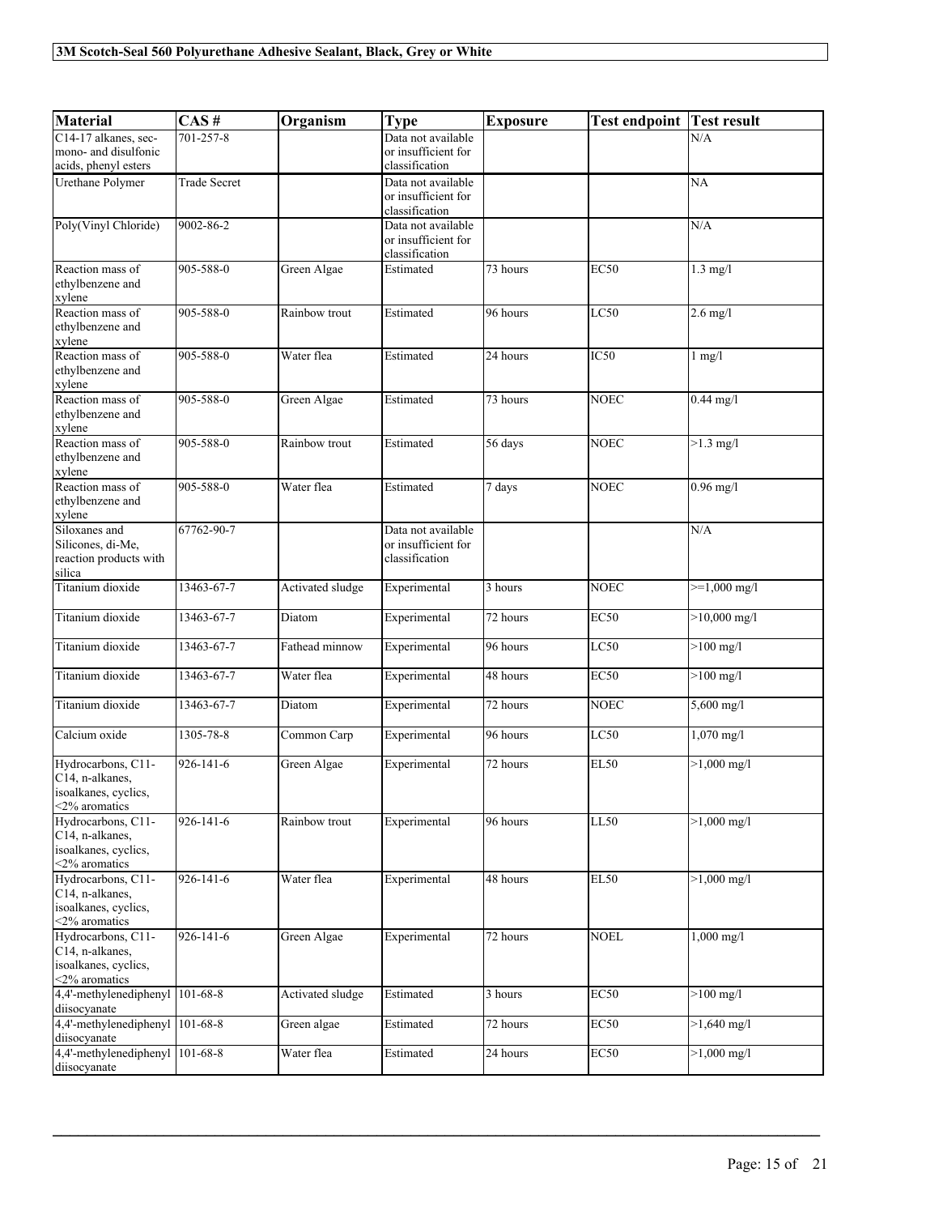| Material | CAS # | Organism | Type | Exposure | Test endpoint | Test result |
|---|---|---|---|---|---|---|
| C14-17 alkanes, sec-mono- and disulfonic acids, phenyl esters | 701-257-8 | | Data not available or insufficient for classification | | | N/A |
| Urethane Polymer | Trade Secret | | Data not available or insufficient for classification | | | NA |
| Poly(Vinyl Chloride) | 9002-86-2 | | Data not available or insufficient for classification | | | N/A |
| Reaction mass of ethylbenzene and xylene | 905-588-0 | Green Algae | Estimated | 73 hours | EC50 | 1.3 mg/l |
| Reaction mass of ethylbenzene and xylene | 905-588-0 | Rainbow trout | Estimated | 96 hours | LC50 | 2.6 mg/l |
| Reaction mass of ethylbenzene and xylene | 905-588-0 | Water flea | Estimated | 24 hours | IC50 | 1 mg/l |
| Reaction mass of ethylbenzene and xylene | 905-588-0 | Green Algae | Estimated | 73 hours | NOEC | 0.44 mg/l |
| Reaction mass of ethylbenzene and xylene | 905-588-0 | Rainbow trout | Estimated | 56 days | NOEC | >1.3 mg/l |
| Reaction mass of ethylbenzene and xylene | 905-588-0 | Water flea | Estimated | 7 days | NOEC | 0.96 mg/l |
| Siloxanes and Silicones, di-Me, reaction products with silica | 67762-90-7 | | Data not available or insufficient for classification | | | N/A |
| Titanium dioxide | 13463-67-7 | Activated sludge | Experimental | 3 hours | NOEC | >=1,000 mg/l |
| Titanium dioxide | 13463-67-7 | Diatom | Experimental | 72 hours | EC50 | >10,000 mg/l |
| Titanium dioxide | 13463-67-7 | Fathead minnow | Experimental | 96 hours | LC50 | >100 mg/l |
| Titanium dioxide | 13463-67-7 | Water flea | Experimental | 48 hours | EC50 | >100 mg/l |
| Titanium dioxide | 13463-67-7 | Diatom | Experimental | 72 hours | NOEC | 5,600 mg/l |
| Calcium oxide | 1305-78-8 | Common Carp | Experimental | 96 hours | LC50 | 1,070 mg/l |
| Hydrocarbons, C11-C14, n-alkanes, isoalkanes, cyclics, <2% aromatics | 926-141-6 | Green Algae | Experimental | 72 hours | EL50 | >1,000 mg/l |
| Hydrocarbons, C11-C14, n-alkanes, isoalkanes, cyclics, <2% aromatics | 926-141-6 | Rainbow trout | Experimental | 96 hours | LL50 | >1,000 mg/l |
| Hydrocarbons, C11-C14, n-alkanes, isoalkanes, cyclics, <2% aromatics | 926-141-6 | Water flea | Experimental | 48 hours | EL50 | >1,000 mg/l |
| Hydrocarbons, C11-C14, n-alkanes, isoalkanes, cyclics, <2% aromatics | 926-141-6 | Green Algae | Experimental | 72 hours | NOEL | 1,000 mg/l |
| 4,4'-methylenediphenyl diisocyanate | 101-68-8 | Activated sludge | Estimated | 3 hours | EC50 | >100 mg/l |
| 4,4'-methylenediphenyl diisocyanate | 101-68-8 | Green algae | Estimated | 72 hours | EC50 | >1,640 mg/l |
| 4,4'-methylenediphenyl diisocyanate | 101-68-8 | Water flea | Estimated | 24 hours | EC50 | >1,000 mg/l |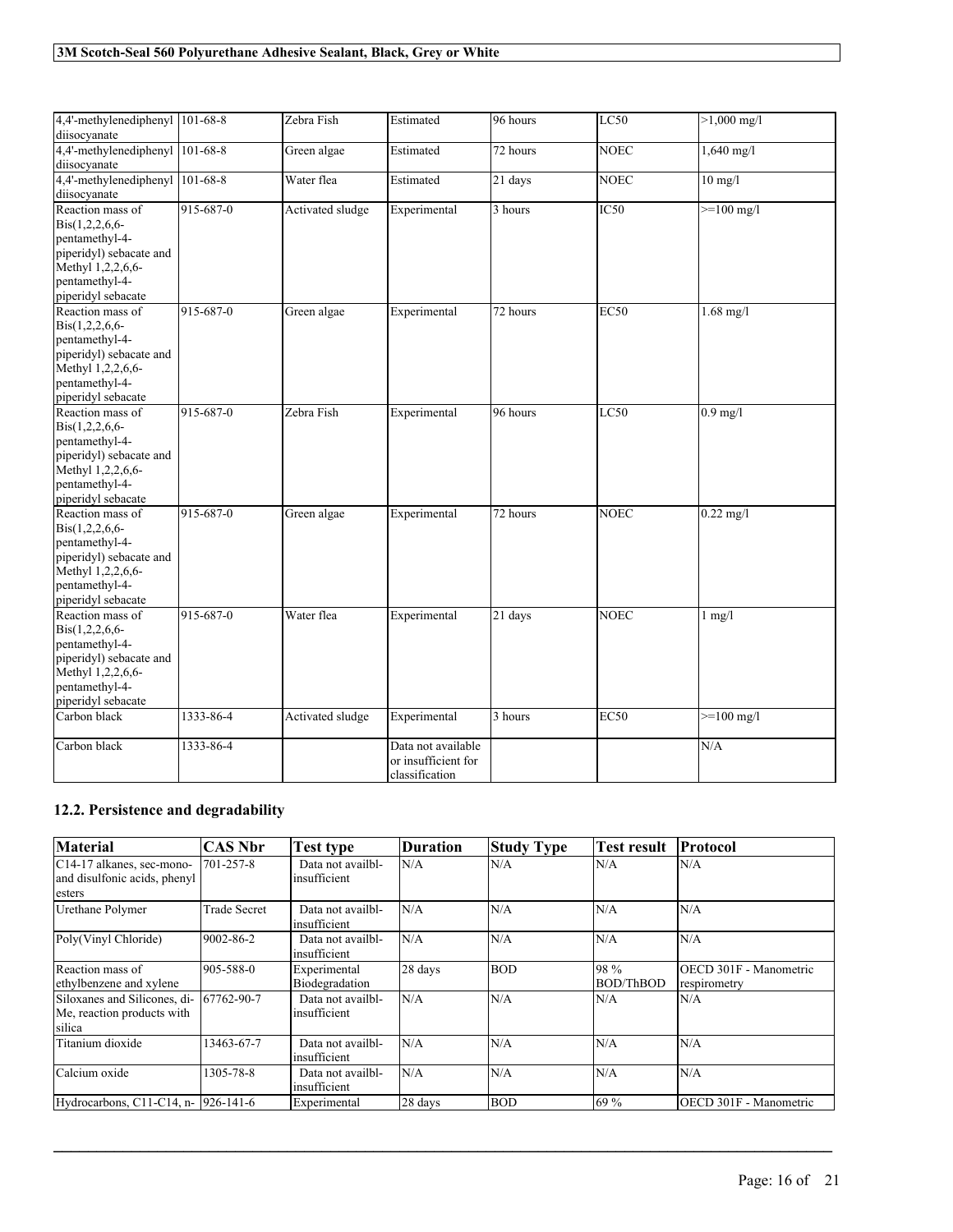| | | | | | | |
|---|---|---|---|---|---|---|
| 4,4'-methylenediphenyl diisocyanate | 101-68-8 | Zebra Fish | Estimated | 96 hours | LC50 | >1,000 mg/l |
| 4,4'-methylenediphenyl diisocyanate | 101-68-8 | Green algae | Estimated | 72 hours | NOEC | 1,640 mg/l |
| 4,4'-methylenediphenyl diisocyanate | 101-68-8 | Water flea | Estimated | 21 days | NOEC | 10 mg/l |
| Reaction mass of Bis(1,2,2,6,6-pentamethyl-4-piperidyl) sebacate and Methyl 1,2,2,6,6-pentamethyl-4-piperidyl sebacate | 915-687-0 | Activated sludge | Experimental | 3 hours | IC50 | >=100 mg/l |
| Reaction mass of Bis(1,2,2,6,6-pentamethyl-4-piperidyl) sebacate and Methyl 1,2,2,6,6-pentamethyl-4-piperidyl sebacate | 915-687-0 | Green algae | Experimental | 72 hours | EC50 | 1.68 mg/l |
| Reaction mass of Bis(1,2,2,6,6-pentamethyl-4-piperidyl) sebacate and Methyl 1,2,2,6,6-pentamethyl-4-piperidyl sebacate | 915-687-0 | Zebra Fish | Experimental | 96 hours | LC50 | 0.9 mg/l |
| Reaction mass of Bis(1,2,2,6,6-pentamethyl-4-piperidyl) sebacate and Methyl 1,2,2,6,6-pentamethyl-4-piperidyl sebacate | 915-687-0 | Green algae | Experimental | 72 hours | NOEC | 0.22 mg/l |
| Reaction mass of Bis(1,2,2,6,6-pentamethyl-4-piperidyl) sebacate and Methyl 1,2,2,6,6-pentamethyl-4-piperidyl sebacate | 915-687-0 | Water flea | Experimental | 21 days | NOEC | 1 mg/l |
| Carbon black | 1333-86-4 | Activated sludge | Experimental | 3 hours | EC50 | >=100 mg/l |
| Carbon black | 1333-86-4 | | Data not available or insufficient for classification | | | N/A |

## 12.2. Persistence and degradability

| Material | CAS Nbr | Test type | Duration | Study Type | Test result | Protocol |
|---|---|---|---|---|---|---|
| C14-17 alkanes, sec-mono- and disulfonic acids, phenyl esters | 701-257-8 | Data not availbl-insufficient | N/A | N/A | N/A | N/A |
| Urethane Polymer | Trade Secret | Data not availbl-insufficient | N/A | N/A | N/A | N/A |
| Poly(Vinyl Chloride) | 9002-86-2 | Data not availbl-insufficient | N/A | N/A | N/A | N/A |
| Reaction mass of ethylbenzene and xylene | 905-588-0 | Experimental Biodegradation | 28 days | BOD | 98 % BOD/ThBOD | OECD 301F - Manometric respirometry |
| Siloxanes and Silicones, di-Me, reaction products with silica | 67762-90-7 | Data not availbl-insufficient | N/A | N/A | N/A | N/A |
| Titanium dioxide | 13463-67-7 | Data not availbl-insufficient | N/A | N/A | N/A | N/A |
| Calcium oxide | 1305-78-8 | Data not availbl-insufficient | N/A | N/A | N/A | N/A |
| Hydrocarbons, C11-C14, n- | 926-141-6 | Experimental | 28 days | BOD | 69 % | OECD 301F - Manometric |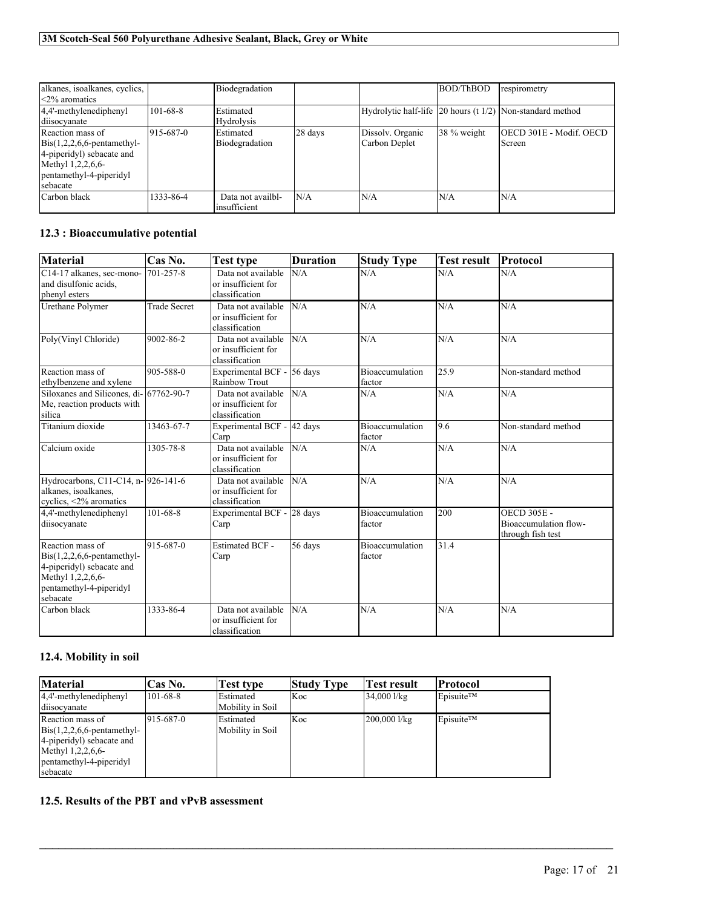| | | | | | | |
|---|---|---|---|---|---|---|
| alkanes, isoalkanes, cyclics, <2% aromatics | | Biodegradation | | | BOD/ThBOD | respirometry |
| 4,4'-methylenediphenyl diisocyanate | 101-68-8 | Estimated Hydrolysis | | Hydrolytic half-life | 20 hours (t 1/2) | Non-standard method |
| Reaction mass of Bis(1,2,2,6,6-pentamethyl-4-piperidyl) sebacate and Methyl 1,2,2,6,6-pentamethyl-4-piperidyl sebacate | 915-687-0 | Estimated Biodegradation | 28 days | Dissolv. Organic Carbon Deplet | 38 % weight | OECD 301E - Modif. OECD Screen |
| Carbon black | 1333-86-4 | Data not availbl- insufficient | N/A | N/A | N/A | N/A |

## 12.3 : Bioaccumulative potential

| Material | Cas No. | Test type | Duration | Study Type | Test result | Protocol |
|---|---|---|---|---|---|---|
| C14-17 alkanes, sec-mono- and disulfonic acids, phenyl esters | 701-257-8 | Data not available or insufficient for classification | N/A | N/A | N/A | N/A |
| Urethane Polymer | Trade Secret | Data not available or insufficient for classification | N/A | N/A | N/A | N/A |
| Poly(Vinyl Chloride) | 9002-86-2 | Data not available or insufficient for classification | N/A | N/A | N/A | N/A |
| Reaction mass of ethylbenzene and xylene | 905-588-0 | Experimental BCF - Rainbow Trout | 56 days | Bioaccumulation factor | 25.9 | Non-standard method |
| Siloxanes and Silicones, di-Me, reaction products with silica | 67762-90-7 | Data not available or insufficient for classification | N/A | N/A | N/A | N/A |
| Titanium dioxide | 13463-67-7 | Experimental BCF - Carp | 42 days | Bioaccumulation factor | 9.6 | Non-standard method |
| Calcium oxide | 1305-78-8 | Data not available or insufficient for classification | N/A | N/A | N/A | N/A |
| Hydrocarbons, C11-C14, n-alkanes, isoalkanes, cyclics, <2% aromatics | 926-141-6 | Data not available or insufficient for classification | N/A | N/A | N/A | N/A |
| 4,4'-methylenediphenyl diisocyanate | 101-68-8 | Experimental BCF - Carp | 28 days | Bioaccumulation factor | 200 | OECD 305E - Bioaccumulation flow-through fish test |
| Reaction mass of Bis(1,2,2,6,6-pentamethyl-4-piperidyl) sebacate and Methyl 1,2,2,6,6-pentamethyl-4-piperidyl sebacate | 915-687-0 | Estimated BCF - Carp | 56 days | Bioaccumulation factor | 31.4 | |
| Carbon black | 1333-86-4 | Data not available or insufficient for classification | N/A | N/A | N/A | N/A |

## 12.4. Mobility in soil

| Material | Cas No. | Test type | Study Type | Test result | Protocol |
|---|---|---|---|---|---|
| 4,4'-methylenediphenyl diisocyanate | 101-68-8 | Estimated Mobility in Soil | Koc | 34,000 l/kg | Episuite™ |
| Reaction mass of Bis(1,2,2,6,6-pentamethyl-4-piperidyl) sebacate and Methyl 1,2,2,6,6-pentamethyl-4-piperidyl sebacate | 915-687-0 | Estimated Mobility in Soil | Koc | 200,000 l/kg | Episuite™ |

## 12.5. Results of the PBT and vPvB assessment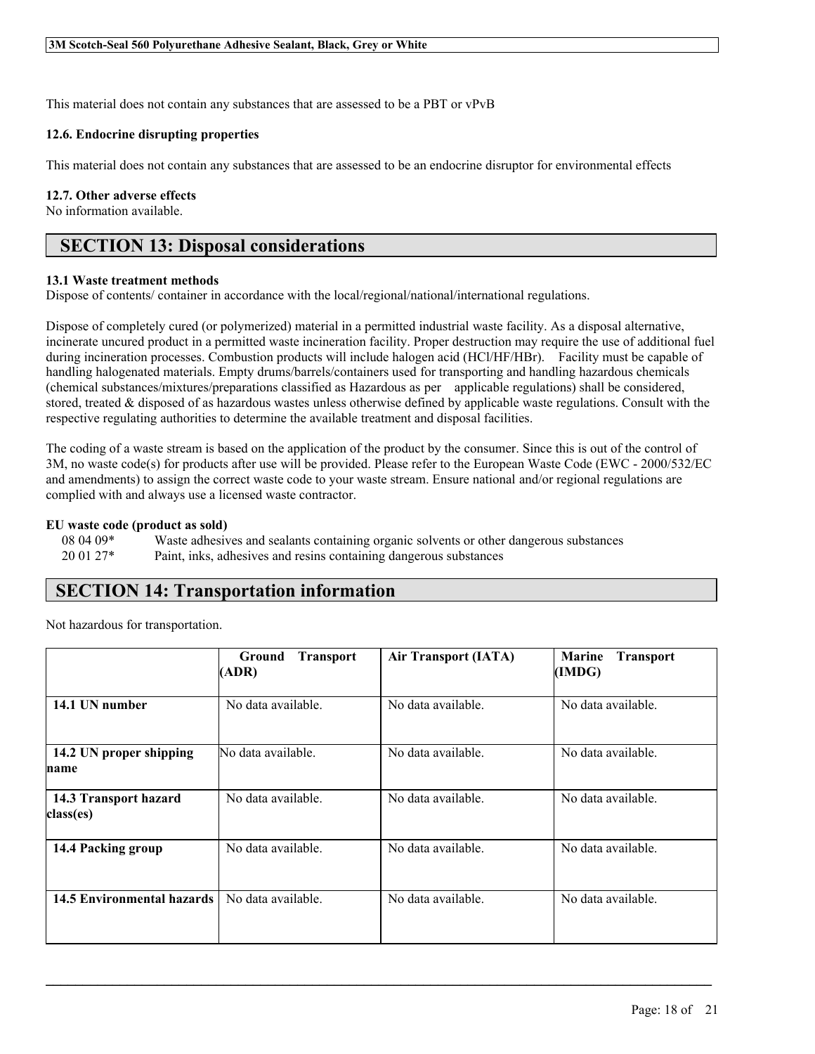This material does not contain any substances that are assessed to be a PBT or vPvB

### 12.6. Endocrine disrupting properties

This material does not contain any substances that are assessed to be an endocrine disruptor for environmental effects

### 12.7. Other adverse effects

No information available.

## SECTION 13: Disposal considerations

### 13.1 Waste treatment methods

Dispose of contents/ container in accordance with the local/regional/national/international regulations.

Dispose of completely cured (or polymerized) material in a permitted industrial waste facility. As a disposal alternative, incinerate uncured product in a permitted waste incineration facility. Proper destruction may require the use of additional fuel during incineration processes. Combustion products will include halogen acid (HCl/HF/HBr). Facility must be capable of handling halogenated materials. Empty drums/barrels/containers used for transporting and handling hazardous chemicals (chemical substances/mixtures/preparations classified as Hazardous as per applicable regulations) shall be considered, stored, treated & disposed of as hazardous wastes unless otherwise defined by applicable waste regulations. Consult with the respective regulating authorities to determine the available treatment and disposal facilities.

The coding of a waste stream is based on the application of the product by the consumer. Since this is out of the control of 3M, no waste code(s) for products after use will be provided. Please refer to the European Waste Code (EWC - 2000/532/EC and amendments) to assign the correct waste code to your waste stream. Ensure national and/or regional regulations are complied with and always use a licensed waste contractor.

**EU waste code (product as sold)**

08 04 09* Waste adhesives and sealants containing organic solvents or other dangerous substances
20 01 27* Paint, inks, adhesives and resins containing dangerous substances

## SECTION 14: Transportation information

Not hazardous for transportation.

| | Ground Transport (ADR) | Air Transport (IATA) | Marine Transport (IMDG) |
|---|---|---|---|
| **14.1 UN number** | No data available. | No data available. | No data available. |
| **14.2 UN proper shipping name** | No data available. | No data available. | No data available. |
| **14.3 Transport hazard class(es)** | No data available. | No data available. | No data available. |
| **14.4 Packing group** | No data available. | No data available. | No data available. |
| **14.5 Environmental hazards** | No data available. | No data available. | No data available. |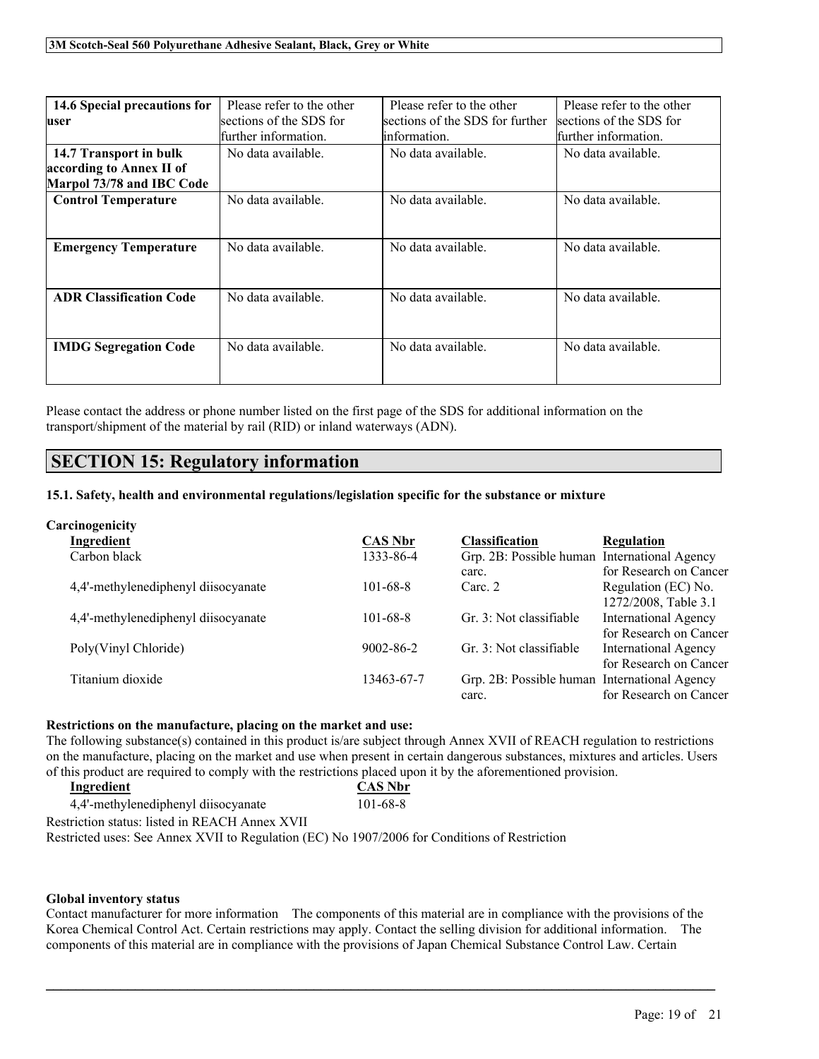| 14.6 Special precautions for user | Please refer to the other sections of the SDS for further information. | Please refer to the other sections of the SDS for further information. | Please refer to the other sections of the SDS for further information. |
| --- | --- | --- | --- |
| 14.7 Transport in bulk according to Annex II of Marpol 73/78 and IBC Code | No data available. | No data available. | No data available. |
| Control Temperature | No data available. | No data available. | No data available. |
| Emergency Temperature | No data available. | No data available. | No data available. |
| ADR Classification Code | No data available. | No data available. | No data available. |
| IMDG Segregation Code | No data available. | No data available. | No data available. |

Please contact the address or phone number listed on the first page of the SDS for additional information on the transport/shipment of the material by rail (RID) or inland waterways (ADN).

## SECTION 15: Regulatory information

### 15.1. Safety, health and environmental regulations/legislation specific for the substance or mixture

**Carcinogenicity**

| Ingredient | CAS Nbr | Classification | Regulation |
| --- | --- | --- | --- |
| Carbon black | 1333-86-4 | Grp. 2B: Possible human carc. | International Agency for Research on Cancer |
| 4,4'-methylenediphenyl diisocyanate | 101-68-8 | Carc. 2 | Regulation (EC) No. 1272/2008, Table 3.1 |
| 4,4'-methylenediphenyl diisocyanate | 101-68-8 | Gr. 3: Not classifiable | International Agency for Research on Cancer |
| Poly(Vinyl Chloride) | 9002-86-2 | Gr. 3: Not classifiable | International Agency for Research on Cancer |
| Titanium dioxide | 13463-67-7 | Grp. 2B: Possible human carc. | International Agency for Research on Cancer |

**Restrictions on the manufacture, placing on the market and use:**

The following substance(s) contained in this product is/are subject through Annex XVII of REACH regulation to restrictions on the manufacture, placing on the market and use when present in certain dangerous substances, mixtures and articles. Users of this product are required to comply with the restrictions placed upon it by the aforementioned provision.

| Ingredient | CAS Nbr |
| --- | --- |
| 4,4'-methylenediphenyl diisocyanate | 101-68-8 |

Restriction status: listed in REACH Annex XVII

Restricted uses: See Annex XVII to Regulation (EC) No 1907/2006 for Conditions of Restriction

**Global inventory status**

Contact manufacturer for more information The components of this material are in compliance with the provisions of the Korea Chemical Control Act. Certain restrictions may apply. Contact the selling division for additional information. The components of this material are in compliance with the provisions of Japan Chemical Substance Control Law. Certain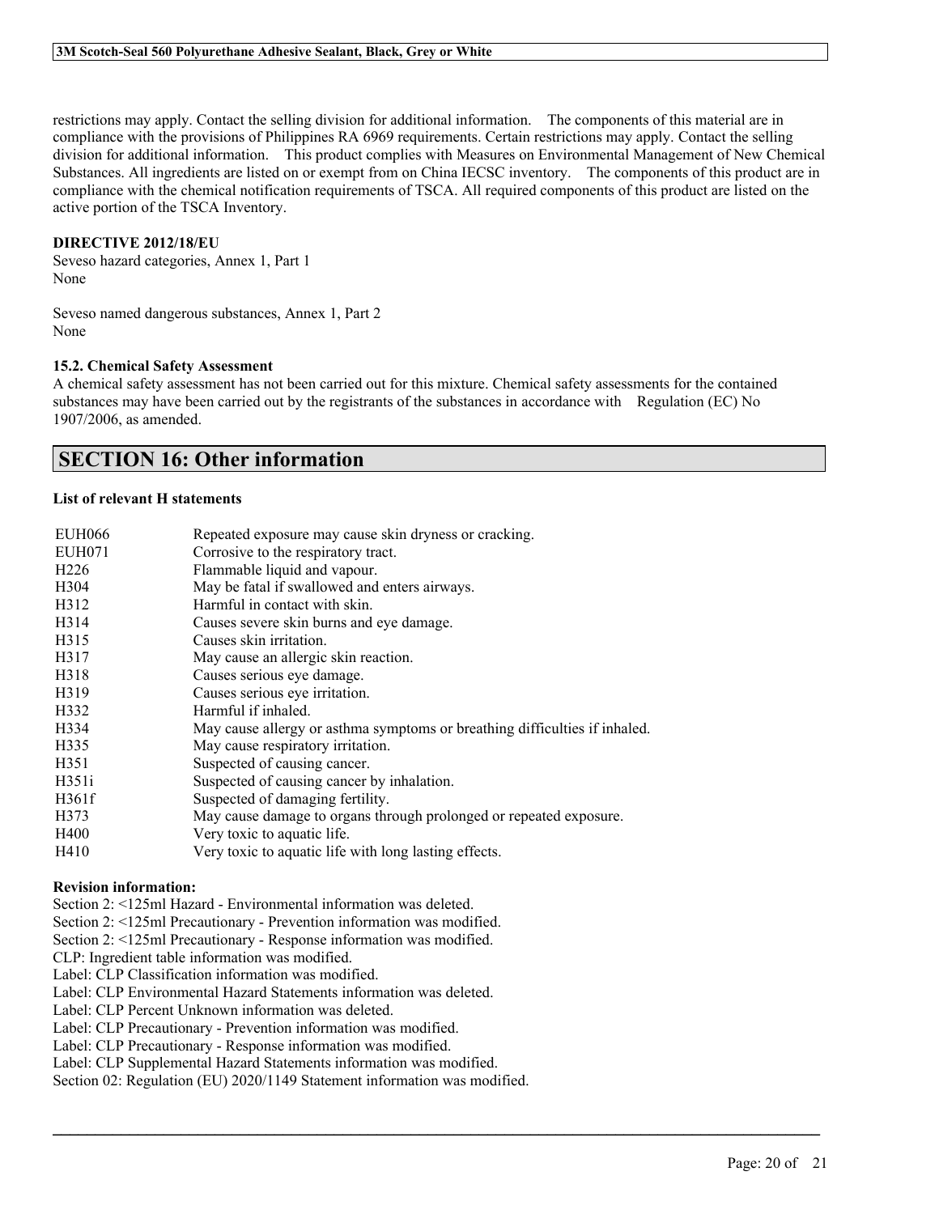restrictions may apply. Contact the selling division for additional information. The components of this material are in compliance with the provisions of Philippines RA 6969 requirements. Certain restrictions may apply. Contact the selling division for additional information. This product complies with Measures on Environmental Management of New Chemical Substances. All ingredients are listed on or exempt from on China IECSC inventory. The components of this product are in compliance with the chemical notification requirements of TSCA. All required components of this product are listed on the active portion of the TSCA Inventory.

**DIRECTIVE 2012/18/EU**

Seveso hazard categories, Annex 1, Part 1
None

Seveso named dangerous substances, Annex 1, Part 2
None

**15.2. Chemical Safety Assessment**

A chemical safety assessment has not been carried out for this mixture. Chemical safety assessments for the contained substances may have been carried out by the registrants of the substances in accordance with Regulation (EC) No 1907/2006, as amended.

## SECTION 16: Other information

**List of relevant H statements**

| | |
|---|---|
| EUH066 | Repeated exposure may cause skin dryness or cracking. |
| EUH071 | Corrosive to the respiratory tract. |
| H226 | Flammable liquid and vapour. |
| H304 | May be fatal if swallowed and enters airways. |
| H312 | Harmful in contact with skin. |
| H314 | Causes severe skin burns and eye damage. |
| H315 | Causes skin irritation. |
| H317 | May cause an allergic skin reaction. |
| H318 | Causes serious eye damage. |
| H319 | Causes serious eye irritation. |
| H332 | Harmful if inhaled. |
| H334 | May cause allergy or asthma symptoms or breathing difficulties if inhaled. |
| H335 | May cause respiratory irritation. |
| H351 | Suspected of causing cancer. |
| H351i | Suspected of causing cancer by inhalation. |
| H361f | Suspected of damaging fertility. |
| H373 | May cause damage to organs through prolonged or repeated exposure. |
| H400 | Very toxic to aquatic life. |
| H410 | Very toxic to aquatic life with long lasting effects. |

**Revision information:**

Section 2: <125ml Hazard - Environmental information was deleted.
Section 2: <125ml Precautionary - Prevention information was modified.
Section 2: <125ml Precautionary - Response information was modified.
CLP: Ingredient table information was modified.
Label: CLP Classification information was modified.
Label: CLP Environmental Hazard Statements information was deleted.
Label: CLP Percent Unknown information was deleted.
Label: CLP Precautionary - Prevention information was modified.
Label: CLP Precautionary - Response information was modified.
Label: CLP Supplemental Hazard Statements information was modified.
Section 02: Regulation (EU) 2020/1149 Statement information was modified.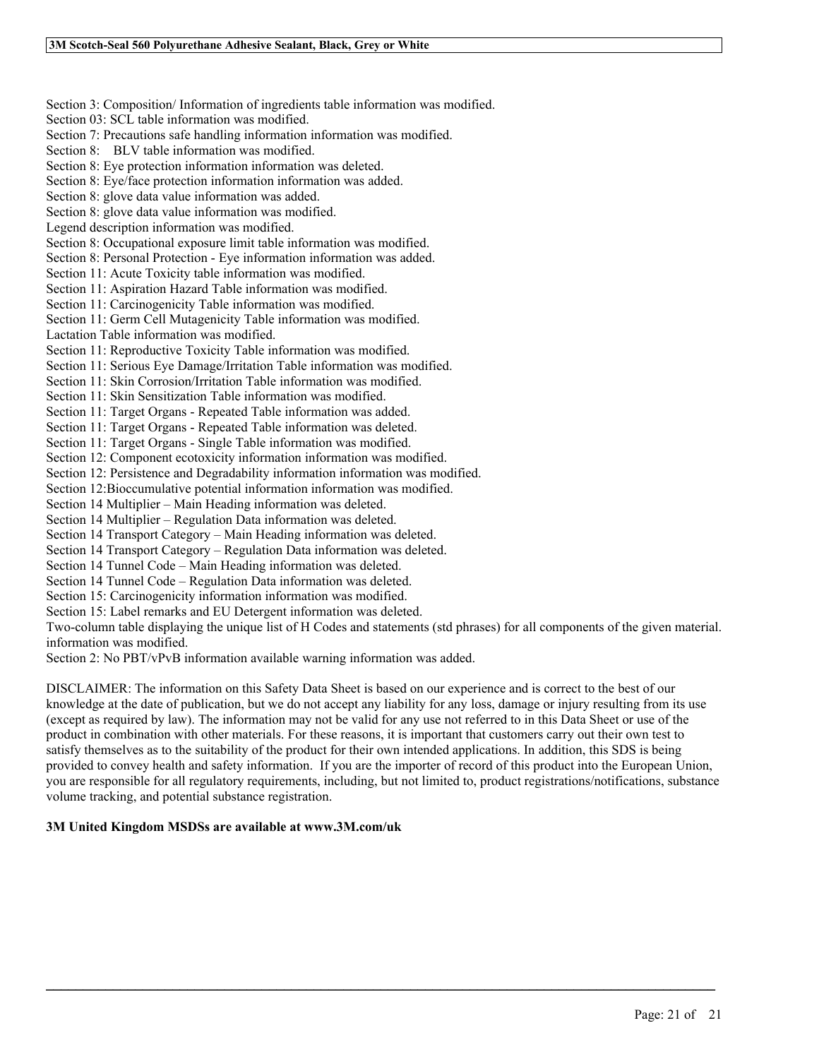Section 3: Composition/ Information of ingredients table information was modified.
Section 03: SCL table information was modified.
Section 7: Precautions safe handling information information was modified.
Section 8: BLV table information was modified.
Section 8: Eye protection information information was deleted.
Section 8: Eye/face protection information information was added.
Section 8: glove data value information was added.
Section 8: glove data value information was modified.
Legend description information was modified.
Section 8: Occupational exposure limit table information was modified.
Section 8: Personal Protection - Eye information information was added.
Section 11: Acute Toxicity table information was modified.
Section 11: Aspiration Hazard Table information was modified.
Section 11: Carcinogenicity Table information was modified.
Section 11: Germ Cell Mutagenicity Table information was modified.
Lactation Table information was modified.
Section 11: Reproductive Toxicity Table information was modified.
Section 11: Serious Eye Damage/Irritation Table information was modified.
Section 11: Skin Corrosion/Irritation Table information was modified.
Section 11: Skin Sensitization Table information was modified.
Section 11: Target Organs - Repeated Table information was added.
Section 11: Target Organs - Repeated Table information was deleted.
Section 11: Target Organs - Single Table information was modified.
Section 12: Component ecotoxicity information information was modified.
Section 12: Persistence and Degradability information information was modified.
Section 12:Bioccumulative potential information information was modified.
Section 14 Multiplier – Main Heading information was deleted.
Section 14 Multiplier – Regulation Data information was deleted.
Section 14 Transport Category – Main Heading information was deleted.
Section 14 Transport Category – Regulation Data information was deleted.
Section 14 Tunnel Code – Main Heading information was deleted.
Section 14 Tunnel Code – Regulation Data information was deleted.
Section 15: Carcinogenicity information information was modified.
Section 15: Label remarks and EU Detergent information was deleted.
Two-column table displaying the unique list of H Codes and statements (std phrases) for all components of the given material. information was modified.
Section 2: No PBT/vPvB information available warning information was added.

DISCLAIMER: The information on this Safety Data Sheet is based on our experience and is correct to the best of our knowledge at the date of publication, but we do not accept any liability for any loss, damage or injury resulting from its use (except as required by law). The information may not be valid for any use not referred to in this Data Sheet or use of the product in combination with other materials. For these reasons, it is important that customers carry out their own test to satisfy themselves as to the suitability of the product for their own intended applications. In addition, this SDS is being provided to convey health and safety information. If you are the importer of record of this product into the European Union, you are responsible for all regulatory requirements, including, but not limited to, product registrations/notifications, substance volume tracking, and potential substance registration.

**3M United Kingdom MSDSs are available at www.3M.com/uk**